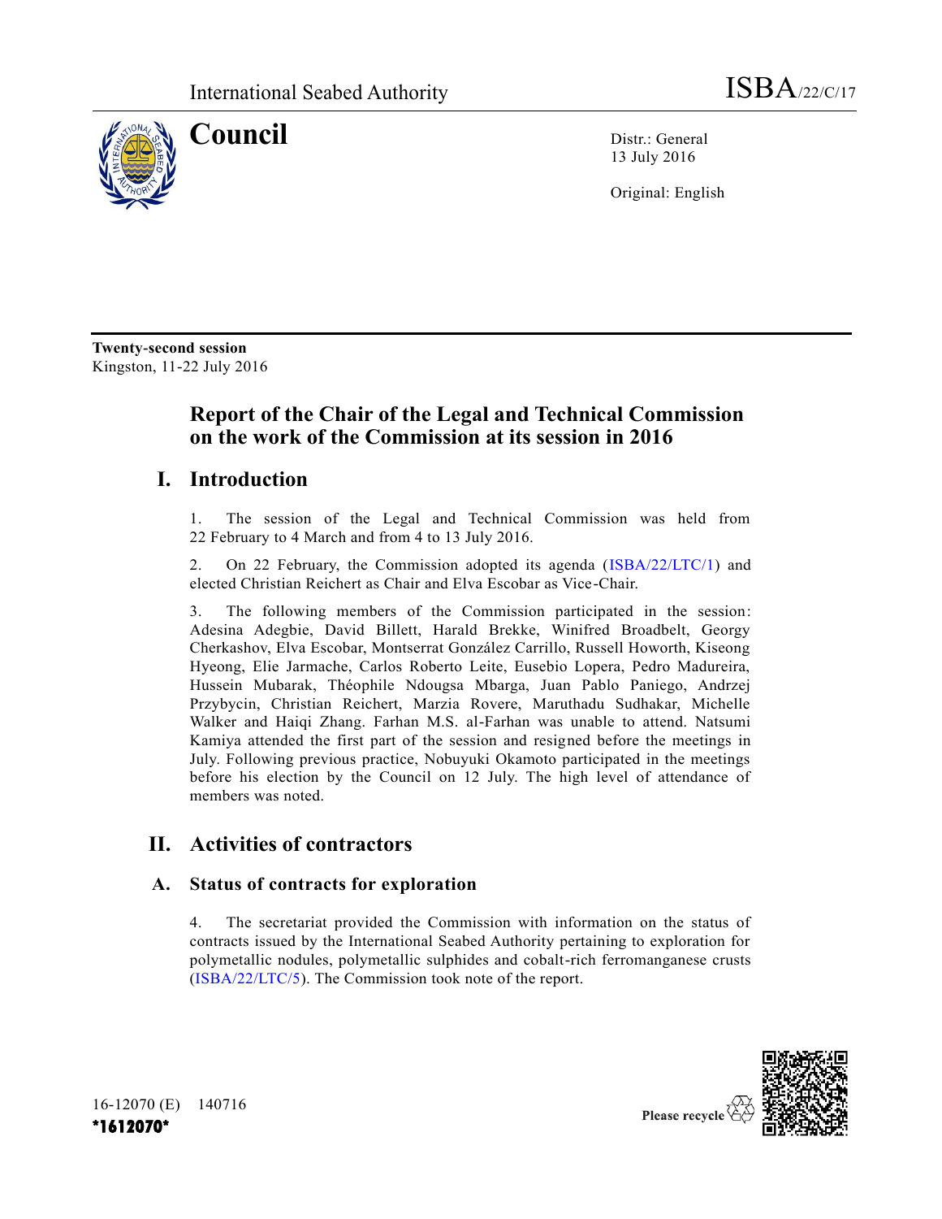International Seabed Authority ISBA/22/C/17

# Council

Distr.: General
13 July 2016

Original: English

**Twenty-second session**
Kingston, 11-22 July 2016

## Report of the Chair of the Legal and Technical Commission on the work of the Commission at its session in 2016

## I. Introduction

1. The session of the Legal and Technical Commission was held from 22 February to 4 March and from 4 to 13 July 2016.

2. On 22 February, the Commission adopted its agenda (ISBA/22/LTC/1) and elected Christian Reichert as Chair and Elva Escobar as Vice-Chair.

3. The following members of the Commission participated in the session: Adesina Adegbie, David Billett, Harald Brekke, Winifred Broadbelt, Georgy Cherkashov, Elva Escobar, Montserrat González Carrillo, Russell Howorth, Kiseong Hyeong, Elie Jarmache, Carlos Roberto Leite, Eusebio Lopera, Pedro Madureira, Hussein Mubarak, Théophile Ndougsa Mbarga, Juan Pablo Paniego, Andrzej Przybycin, Christian Reichert, Marzia Rovere, Maruthadu Sudhakar, Michelle Walker and Haiqi Zhang. Farhan M.S. al-Farhan was unable to attend. Natsumi Kamiya attended the first part of the session and resigned before the meetings in July. Following previous practice, Nobuyuki Okamoto participated in the meetings before his election by the Council on 12 July. The high level of attendance of members was noted.

## II. Activities of contractors

### A. Status of contracts for exploration

4. The secretariat provided the Commission with information on the status of contracts issued by the International Seabed Authority pertaining to exploration for polymetallic nodules, polymetallic sulphides and cobalt-rich ferromanganese crusts (ISBA/22/LTC/5). The Commission took note of the report.

16-12070 (E) 140716
*1612070*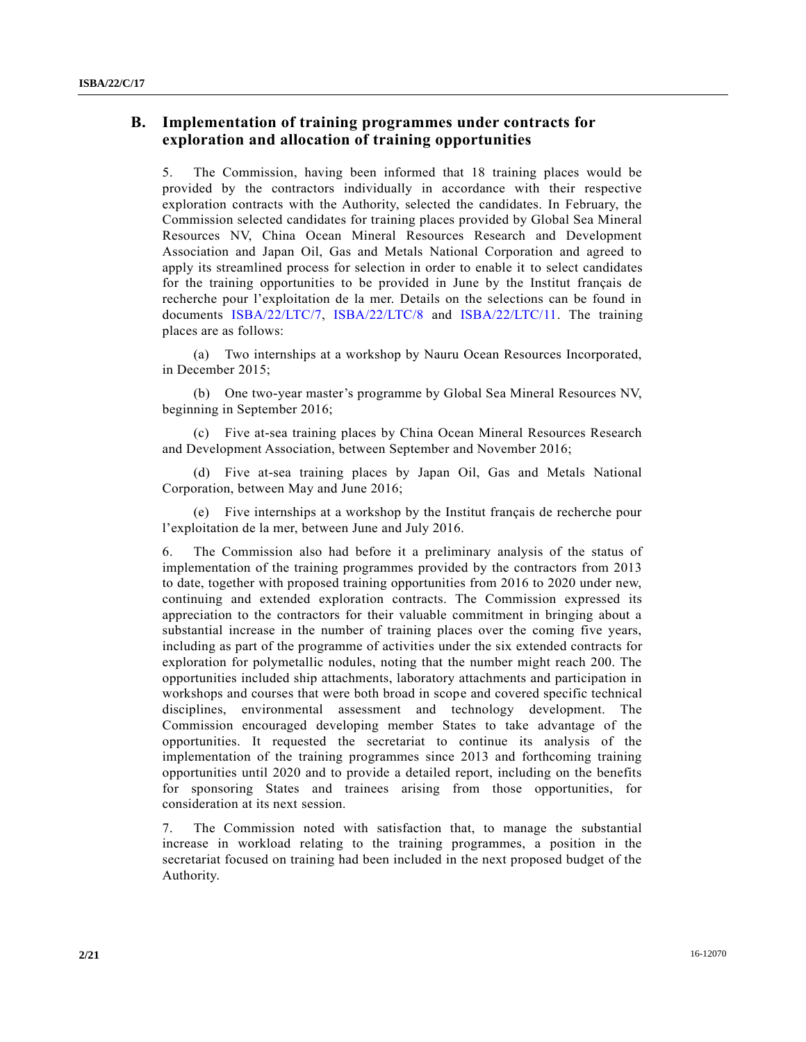## B. Implementation of training programmes under contracts for exploration and allocation of training opportunities

5. The Commission, having been informed that 18 training places would be provided by the contractors individually in accordance with their respective exploration contracts with the Authority, selected the candidates. In February, the Commission selected candidates for training places provided by Global Sea Mineral Resources NV, China Ocean Mineral Resources Research and Development Association and Japan Oil, Gas and Metals National Corporation and agreed to apply its streamlined process for selection in order to enable it to select candidates for the training opportunities to be provided in June by the Institut français de recherche pour l'exploitation de la mer. Details on the selections can be found in documents ISBA/22/LTC/7, ISBA/22/LTC/8 and ISBA/22/LTC/11. The training places are as follows:

(a) Two internships at a workshop by Nauru Ocean Resources Incorporated, in December 2015;

(b) One two-year master's programme by Global Sea Mineral Resources NV, beginning in September 2016;

(c) Five at-sea training places by China Ocean Mineral Resources Research and Development Association, between September and November 2016;

(d) Five at-sea training places by Japan Oil, Gas and Metals National Corporation, between May and June 2016;

(e) Five internships at a workshop by the Institut français de recherche pour l'exploitation de la mer, between June and July 2016.

6. The Commission also had before it a preliminary analysis of the status of implementation of the training programmes provided by the contractors from 2013 to date, together with proposed training opportunities from 2016 to 2020 under new, continuing and extended exploration contracts. The Commission expressed its appreciation to the contractors for their valuable commitment in bringing about a substantial increase in the number of training places over the coming five years, including as part of the programme of activities under the six extended contracts for exploration for polymetallic nodules, noting that the number might reach 200. The opportunities included ship attachments, laboratory attachments and participation in workshops and courses that were both broad in scope and covered specific technical disciplines, environmental assessment and technology development. The Commission encouraged developing member States to take advantage of the opportunities. It requested the secretariat to continue its analysis of the implementation of the training programmes since 2013 and forthcoming training opportunities until 2020 and to provide a detailed report, including on the benefits for sponsoring States and trainees arising from those opportunities, for consideration at its next session.

7. The Commission noted with satisfaction that, to manage the substantial increase in workload relating to the training programmes, a position in the secretariat focused on training had been included in the next proposed budget of the Authority.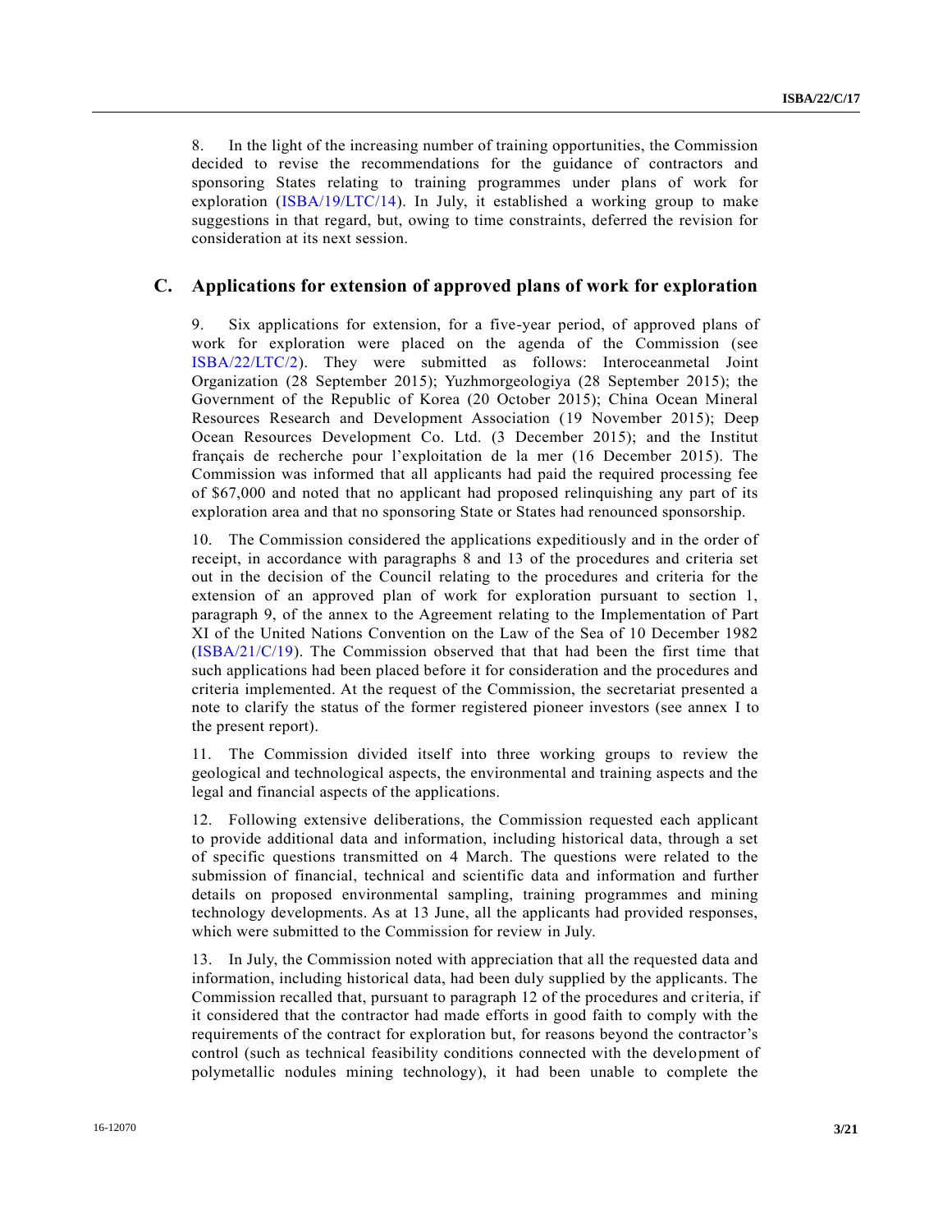8. In the light of the increasing number of training opportunities, the Commission decided to revise the recommendations for the guidance of contractors and sponsoring States relating to training programmes under plans of work for exploration (ISBA/19/LTC/14). In July, it established a working group to make suggestions in that regard, but, owing to time constraints, deferred the revision for consideration at its next session.

## C. Applications for extension of approved plans of work for exploration

9. Six applications for extension, for a five-year period, of approved plans of work for exploration were placed on the agenda of the Commission (see ISBA/22/LTC/2). They were submitted as follows: Interoceanmetal Joint Organization (28 September 2015); Yuzhmorgeologiya (28 September 2015); the Government of the Republic of Korea (20 October 2015); China Ocean Mineral Resources Research and Development Association (19 November 2015); Deep Ocean Resources Development Co. Ltd. (3 December 2015); and the Institut français de recherche pour l'exploitation de la mer (16 December 2015). The Commission was informed that all applicants had paid the required processing fee of $67,000 and noted that no applicant had proposed relinquishing any part of its exploration area and that no sponsoring State or States had renounced sponsorship.

10. The Commission considered the applications expeditiously and in the order of receipt, in accordance with paragraphs 8 and 13 of the procedures and criteria set out in the decision of the Council relating to the procedures and criteria for the extension of an approved plan of work for exploration pursuant to section 1, paragraph 9, of the annex to the Agreement relating to the Implementation of Part XI of the United Nations Convention on the Law of the Sea of 10 December 1982 (ISBA/21/C/19). The Commission observed that that had been the first time that such applications had been placed before it for consideration and the procedures and criteria implemented. At the request of the Commission, the secretariat presented a note to clarify the status of the former registered pioneer investors (see annex I to the present report).

11. The Commission divided itself into three working groups to review the geological and technological aspects, the environmental and training aspects and the legal and financial aspects of the applications.

12. Following extensive deliberations, the Commission requested each applicant to provide additional data and information, including historical data, through a set of specific questions transmitted on 4 March. The questions were related to the submission of financial, technical and scientific data and information and further details on proposed environmental sampling, training programmes and mining technology developments. As at 13 June, all the applicants had provided responses, which were submitted to the Commission for review in July.

13. In July, the Commission noted with appreciation that all the requested data and information, including historical data, had been duly supplied by the applicants. The Commission recalled that, pursuant to paragraph 12 of the procedures and criteria, if it considered that the contractor had made efforts in good faith to comply with the requirements of the contract for exploration but, for reasons beyond the contractor's control (such as technical feasibility conditions connected with the development of polymetallic nodules mining technology), it had been unable to complete the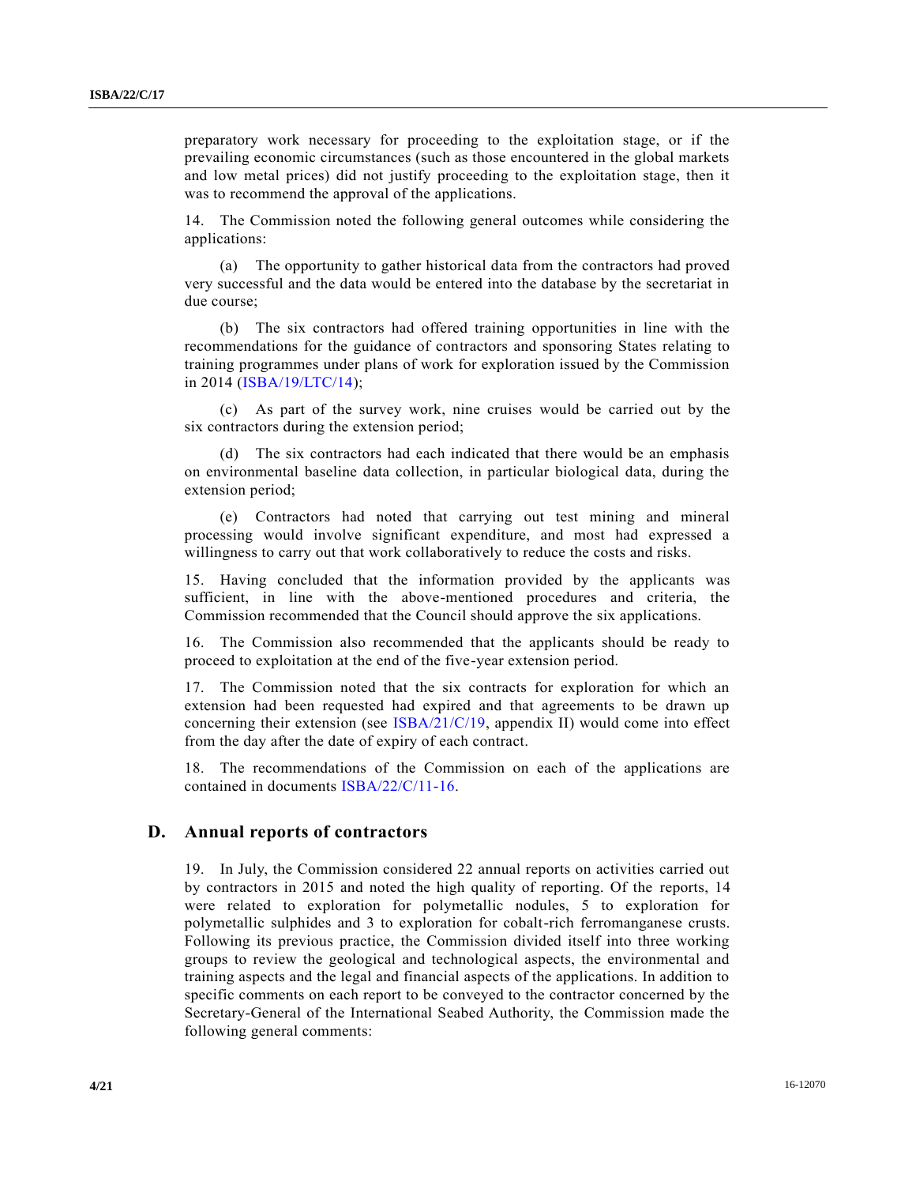preparatory work necessary for proceeding to the exploitation stage, or if the prevailing economic circumstances (such as those encountered in the global markets and low metal prices) did not justify proceeding to the exploitation stage, then it was to recommend the approval of the applications.

14. The Commission noted the following general outcomes while considering the applications:

(a) The opportunity to gather historical data from the contractors had proved very successful and the data would be entered into the database by the secretariat in due course;

(b) The six contractors had offered training opportunities in line with the recommendations for the guidance of contractors and sponsoring States relating to training programmes under plans of work for exploration issued by the Commission in 2014 (ISBA/19/LTC/14);

(c) As part of the survey work, nine cruises would be carried out by the six contractors during the extension period;

(d) The six contractors had each indicated that there would be an emphasis on environmental baseline data collection, in particular biological data, during the extension period;

(e) Contractors had noted that carrying out test mining and mineral processing would involve significant expenditure, and most had expressed a willingness to carry out that work collaboratively to reduce the costs and risks.

15. Having concluded that the information provided by the applicants was sufficient, in line with the above-mentioned procedures and criteria, the Commission recommended that the Council should approve the six applications.

16. The Commission also recommended that the applicants should be ready to proceed to exploitation at the end of the five-year extension period.

17. The Commission noted that the six contracts for exploration for which an extension had been requested had expired and that agreements to be drawn up concerning their extension (see ISBA/21/C/19, appendix II) would come into effect from the day after the date of expiry of each contract.

18. The recommendations of the Commission on each of the applications are contained in documents ISBA/22/C/11-16.

## D. Annual reports of contractors

19. In July, the Commission considered 22 annual reports on activities carried out by contractors in 2015 and noted the high quality of reporting. Of the reports, 14 were related to exploration for polymetallic nodules, 5 to exploration for polymetallic sulphides and 3 to exploration for cobalt-rich ferromanganese crusts. Following its previous practice, the Commission divided itself into three working groups to review the geological and technological aspects, the environmental and training aspects and the legal and financial aspects of the applications. In addition to specific comments on each report to be conveyed to the contractor concerned by the Secretary-General of the International Seabed Authority, the Commission made the following general comments: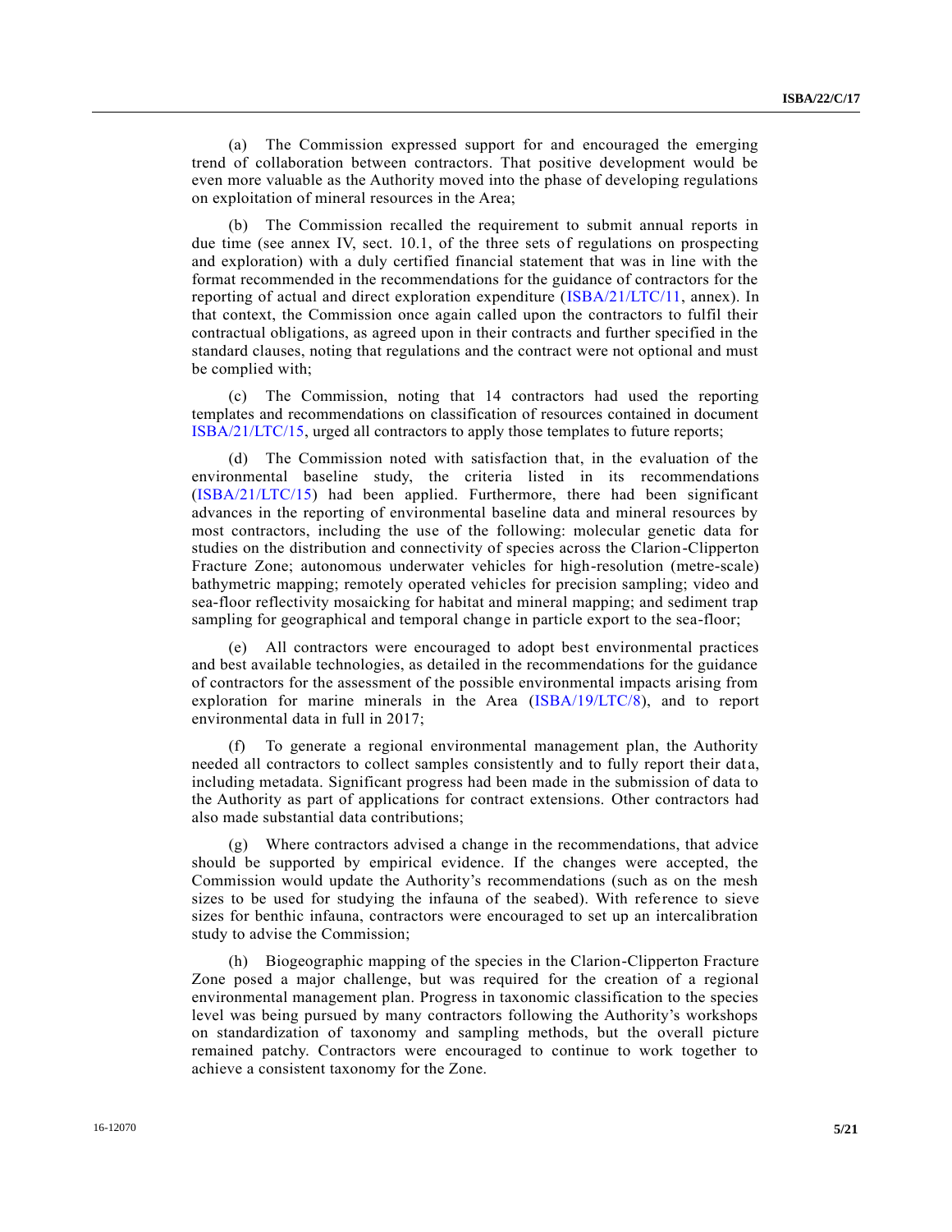(a) The Commission expressed support for and encouraged the emerging trend of collaboration between contractors. That positive development would be even more valuable as the Authority moved into the phase of developing regulations on exploitation of mineral resources in the Area;

(b) The Commission recalled the requirement to submit annual reports in due time (see annex IV, sect. 10.1, of the three sets of regulations on prospecting and exploration) with a duly certified financial statement that was in line with the format recommended in the recommendations for the guidance of contractors for the reporting of actual and direct exploration expenditure (ISBA/21/LTC/11, annex). In that context, the Commission once again called upon the contractors to fulfil their contractual obligations, as agreed upon in their contracts and further specified in the standard clauses, noting that regulations and the contract were not optional and must be complied with;

(c) The Commission, noting that 14 contractors had used the reporting templates and recommendations on classification of resources contained in document ISBA/21/LTC/15, urged all contractors to apply those templates to future reports;

(d) The Commission noted with satisfaction that, in the evaluation of the environmental baseline study, the criteria listed in its recommendations (ISBA/21/LTC/15) had been applied. Furthermore, there had been significant advances in the reporting of environmental baseline data and mineral resources by most contractors, including the use of the following: molecular genetic data for studies on the distribution and connectivity of species across the Clarion-Clipperton Fracture Zone; autonomous underwater vehicles for high-resolution (metre-scale) bathymetric mapping; remotely operated vehicles for precision sampling; video and sea-floor reflectivity mosaicking for habitat and mineral mapping; and sediment trap sampling for geographical and temporal change in particle export to the sea-floor;

(e) All contractors were encouraged to adopt best environmental practices and best available technologies, as detailed in the recommendations for the guidance of contractors for the assessment of the possible environmental impacts arising from exploration for marine minerals in the Area (ISBA/19/LTC/8), and to report environmental data in full in 2017;

(f) To generate a regional environmental management plan, the Authority needed all contractors to collect samples consistently and to fully report their data, including metadata. Significant progress had been made in the submission of data to the Authority as part of applications for contract extensions. Other contractors had also made substantial data contributions;

(g) Where contractors advised a change in the recommendations, that advice should be supported by empirical evidence. If the changes were accepted, the Commission would update the Authority's recommendations (such as on the mesh sizes to be used for studying the infauna of the seabed). With reference to sieve sizes for benthic infauna, contractors were encouraged to set up an intercalibration study to advise the Commission;

(h) Biogeographic mapping of the species in the Clarion-Clipperton Fracture Zone posed a major challenge, but was required for the creation of a regional environmental management plan. Progress in taxonomic classification to the species level was being pursued by many contractors following the Authority's workshops on standardization of taxonomy and sampling methods, but the overall picture remained patchy. Contractors were encouraged to continue to work together to achieve a consistent taxonomy for the Zone.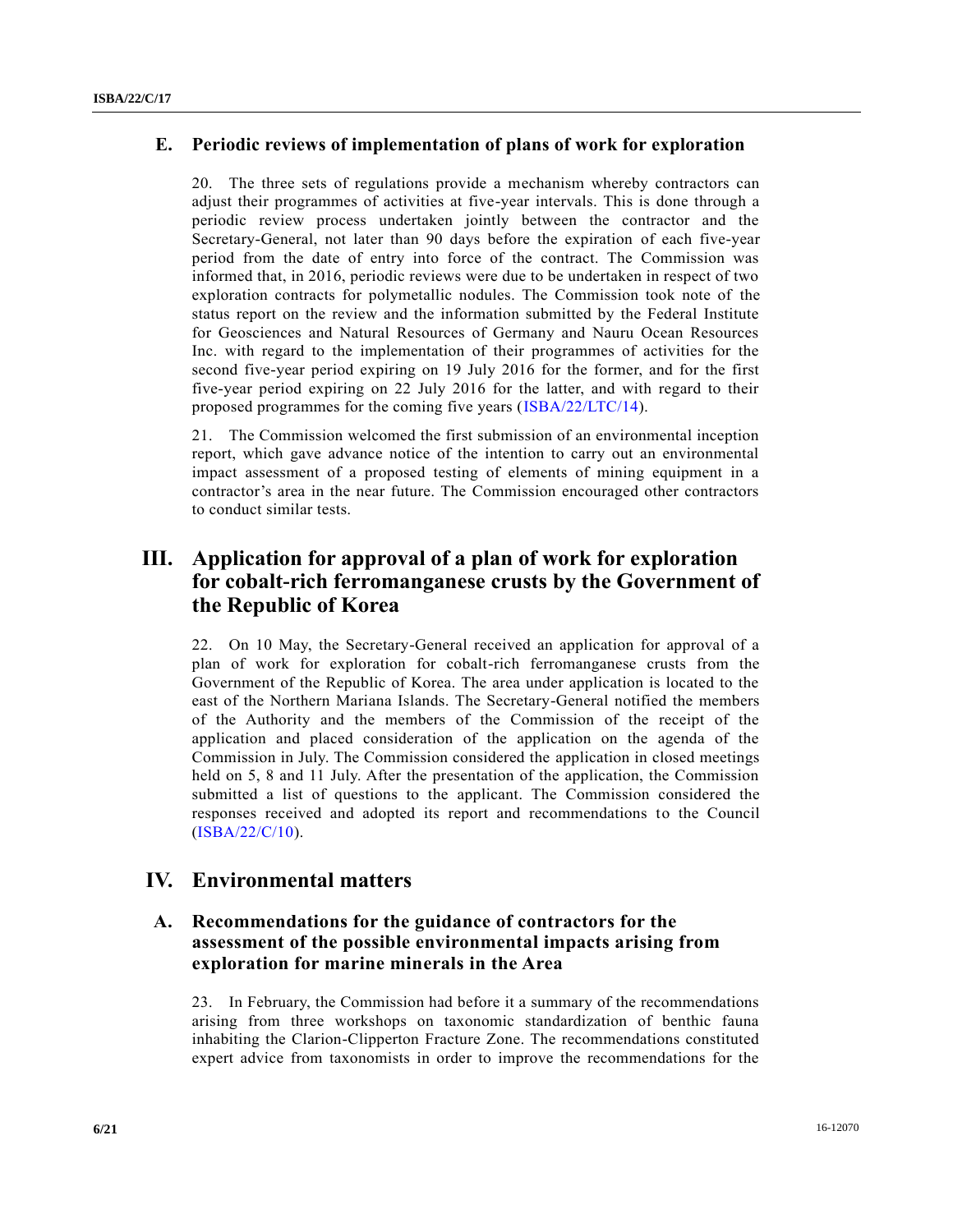### E. Periodic reviews of implementation of plans of work for exploration

20. The three sets of regulations provide a mechanism whereby contractors can adjust their programmes of activities at five-year intervals. This is done through a periodic review process undertaken jointly between the contractor and the Secretary-General, not later than 90 days before the expiration of each five-year period from the date of entry into force of the contract. The Commission was informed that, in 2016, periodic reviews were due to be undertaken in respect of two exploration contracts for polymetallic nodules. The Commission took note of the status report on the review and the information submitted by the Federal Institute for Geosciences and Natural Resources of Germany and Nauru Ocean Resources Inc. with regard to the implementation of their programmes of activities for the second five-year period expiring on 19 July 2016 for the former, and for the first five-year period expiring on 22 July 2016 for the latter, and with regard to their proposed programmes for the coming five years (ISBA/22/LTC/14).

21. The Commission welcomed the first submission of an environmental inception report, which gave advance notice of the intention to carry out an environmental impact assessment of a proposed testing of elements of mining equipment in a contractor's area in the near future. The Commission encouraged other contractors to conduct similar tests.

## III. Application for approval of a plan of work for exploration for cobalt-rich ferromanganese crusts by the Government of the Republic of Korea

22. On 10 May, the Secretary-General received an application for approval of a plan of work for exploration for cobalt-rich ferromanganese crusts from the Government of the Republic of Korea. The area under application is located to the east of the Northern Mariana Islands. The Secretary-General notified the members of the Authority and the members of the Commission of the receipt of the application and placed consideration of the application on the agenda of the Commission in July. The Commission considered the application in closed meetings held on 5, 8 and 11 July. After the presentation of the application, the Commission submitted a list of questions to the applicant. The Commission considered the responses received and adopted its report and recommendations to the Council (ISBA/22/C/10).

## IV. Environmental matters

### A. Recommendations for the guidance of contractors for the assessment of the possible environmental impacts arising from exploration for marine minerals in the Area

23. In February, the Commission had before it a summary of the recommendations arising from three workshops on taxonomic standardization of benthic fauna inhabiting the Clarion-Clipperton Fracture Zone. The recommendations constituted expert advice from taxonomists in order to improve the recommendations for the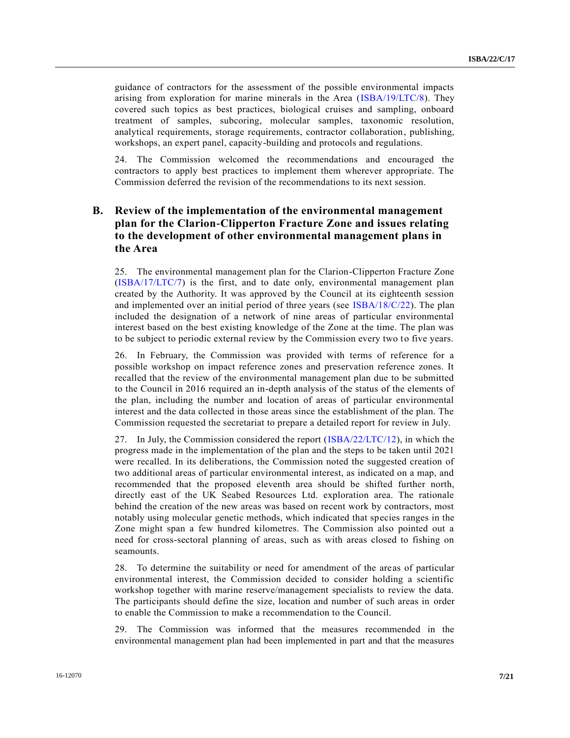guidance of contractors for the assessment of the possible environmental impacts arising from exploration for marine minerals in the Area (ISBA/19/LTC/8). They covered such topics as best practices, biological cruises and sampling, onboard treatment of samples, subcoring, molecular samples, taxonomic resolution, analytical requirements, storage requirements, contractor collaboration, publishing, workshops, an expert panel, capacity-building and protocols and regulations.

24. The Commission welcomed the recommendations and encouraged the contractors to apply best practices to implement them wherever appropriate. The Commission deferred the revision of the recommendations to its next session.

## B. Review of the implementation of the environmental management plan for the Clarion-Clipperton Fracture Zone and issues relating to the development of other environmental management plans in the Area

25. The environmental management plan for the Clarion-Clipperton Fracture Zone (ISBA/17/LTC/7) is the first, and to date only, environmental management plan created by the Authority. It was approved by the Council at its eighteenth session and implemented over an initial period of three years (see ISBA/18/C/22). The plan included the designation of a network of nine areas of particular environmental interest based on the best existing knowledge of the Zone at the time. The plan was to be subject to periodic external review by the Commission every two to five years.

26. In February, the Commission was provided with terms of reference for a possible workshop on impact reference zones and preservation reference zones. It recalled that the review of the environmental management plan due to be submitted to the Council in 2016 required an in-depth analysis of the status of the elements of the plan, including the number and location of areas of particular environmental interest and the data collected in those areas since the establishment of the plan. The Commission requested the secretariat to prepare a detailed report for review in July.

27. In July, the Commission considered the report (ISBA/22/LTC/12), in which the progress made in the implementation of the plan and the steps to be taken until 2021 were recalled. In its deliberations, the Commission noted the suggested creation of two additional areas of particular environmental interest, as indicated on a map, and recommended that the proposed eleventh area should be shifted further north, directly east of the UK Seabed Resources Ltd. exploration area. The rationale behind the creation of the new areas was based on recent work by contractors, most notably using molecular genetic methods, which indicated that species ranges in the Zone might span a few hundred kilometres. The Commission also pointed out a need for cross-sectoral planning of areas, such as with areas closed to fishing on seamounts.

28. To determine the suitability or need for amendment of the areas of particular environmental interest, the Commission decided to consider holding a scientific workshop together with marine reserve/management specialists to review the data. The participants should define the size, location and number of such areas in order to enable the Commission to make a recommendation to the Council.

29. The Commission was informed that the measures recommended in the environmental management plan had been implemented in part and that the measures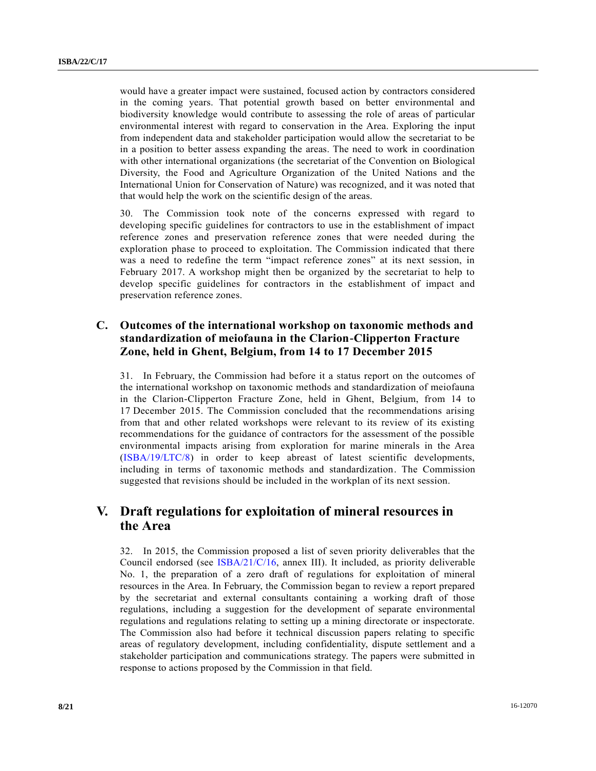would have a greater impact were sustained, focused action by contractors considered in the coming years. That potential growth based on better environmental and biodiversity knowledge would contribute to assessing the role of areas of particular environmental interest with regard to conservation in the Area. Exploring the input from independent data and stakeholder participation would allow the secretariat to be in a position to better assess expanding the areas. The need to work in coordination with other international organizations (the secretariat of the Convention on Biological Diversity, the Food and Agriculture Organization of the United Nations and the International Union for Conservation of Nature) was recognized, and it was noted that that would help the work on the scientific design of the areas.

30. The Commission took note of the concerns expressed with regard to developing specific guidelines for contractors to use in the establishment of impact reference zones and preservation reference zones that were needed during the exploration phase to proceed to exploitation. The Commission indicated that there was a need to redefine the term "impact reference zones" at its next session, in February 2017. A workshop might then be organized by the secretariat to help to develop specific guidelines for contractors in the establishment of impact and preservation reference zones.

### C. Outcomes of the international workshop on taxonomic methods and standardization of meiofauna in the Clarion-Clipperton Fracture Zone, held in Ghent, Belgium, from 14 to 17 December 2015

31. In February, the Commission had before it a status report on the outcomes of the international workshop on taxonomic methods and standardization of meiofauna in the Clarion-Clipperton Fracture Zone, held in Ghent, Belgium, from 14 to 17 December 2015. The Commission concluded that the recommendations arising from that and other related workshops were relevant to its review of its existing recommendations for the guidance of contractors for the assessment of the possible environmental impacts arising from exploration for marine minerals in the Area (ISBA/19/LTC/8) in order to keep abreast of latest scientific developments, including in terms of taxonomic methods and standardization. The Commission suggested that revisions should be included in the workplan of its next session.

## V. Draft regulations for exploitation of mineral resources in the Area

32. In 2015, the Commission proposed a list of seven priority deliverables that the Council endorsed (see ISBA/21/C/16, annex III). It included, as priority deliverable No. 1, the preparation of a zero draft of regulations for exploitation of mineral resources in the Area. In February, the Commission began to review a report prepared by the secretariat and external consultants containing a working draft of those regulations, including a suggestion for the development of separate environmental regulations and regulations relating to setting up a mining directorate or inspectorate. The Commission also had before it technical discussion papers relating to specific areas of regulatory development, including confidentiality, dispute settlement and a stakeholder participation and communications strategy. The papers were submitted in response to actions proposed by the Commission in that field.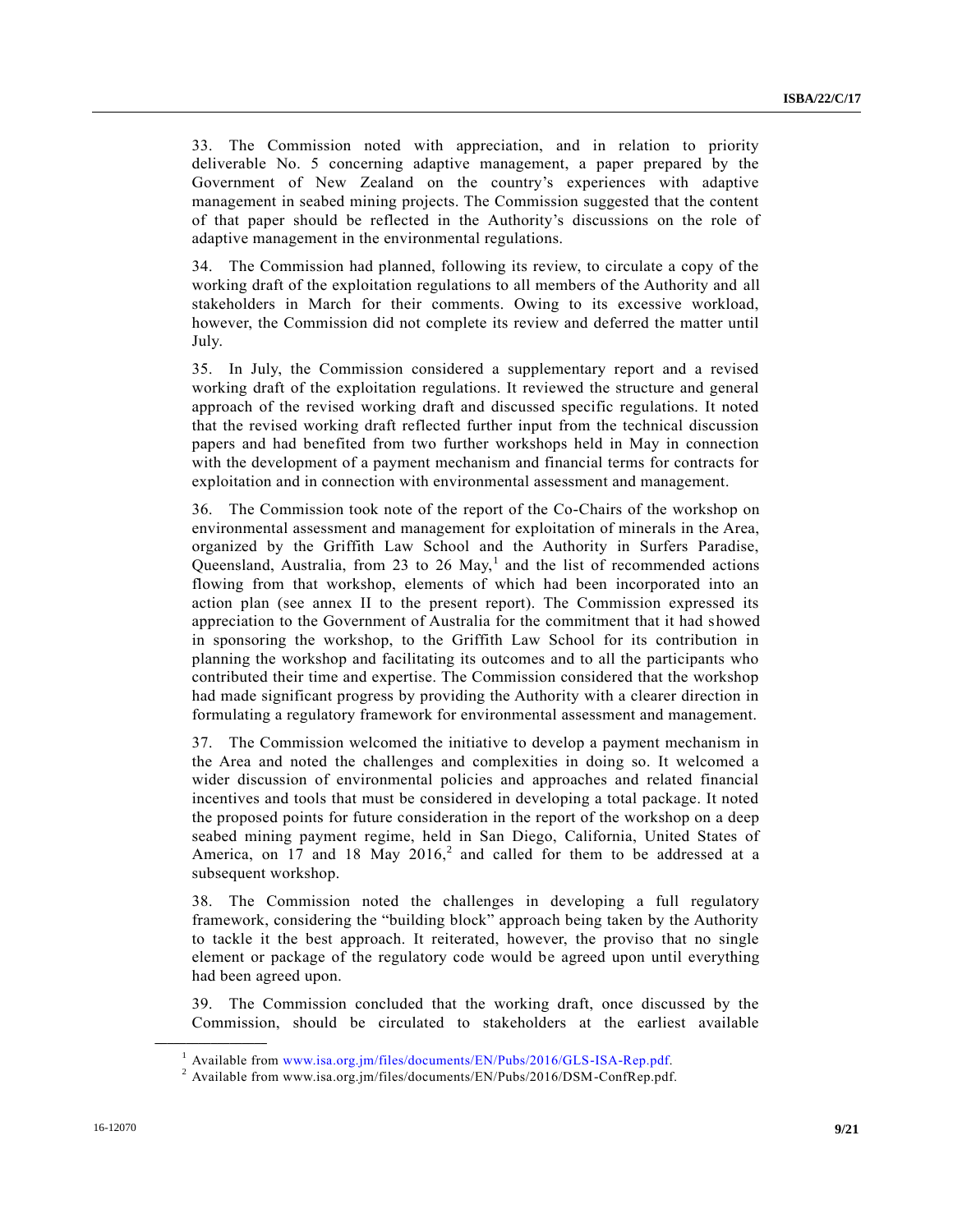33. The Commission noted with appreciation, and in relation to priority deliverable No. 5 concerning adaptive management, a paper prepared by the Government of New Zealand on the country's experiences with adaptive management in seabed mining projects. The Commission suggested that the content of that paper should be reflected in the Authority's discussions on the role of adaptive management in the environmental regulations.

34. The Commission had planned, following its review, to circulate a copy of the working draft of the exploitation regulations to all members of the Authority and all stakeholders in March for their comments. Owing to its excessive workload, however, the Commission did not complete its review and deferred the matter until July.

35. In July, the Commission considered a supplementary report and a revised working draft of the exploitation regulations. It reviewed the structure and general approach of the revised working draft and discussed specific regulations. It noted that the revised working draft reflected further input from the technical discussion papers and had benefited from two further workshops held in May in connection with the development of a payment mechanism and financial terms for contracts for exploitation and in connection with environmental assessment and management.

36. The Commission took note of the report of the Co-Chairs of the workshop on environmental assessment and management for exploitation of minerals in the Area, organized by the Griffith Law School and the Authority in Surfers Paradise, Queensland, Australia, from 23 to 26 May,[1] and the list of recommended actions flowing from that workshop, elements of which had been incorporated into an action plan (see annex II to the present report). The Commission expressed its appreciation to the Government of Australia for the commitment that it had showed in sponsoring the workshop, to the Griffith Law School for its contribution in planning the workshop and facilitating its outcomes and to all the participants who contributed their time and expertise. The Commission considered that the workshop had made significant progress by providing the Authority with a clearer direction in formulating a regulatory framework for environmental assessment and management.

37. The Commission welcomed the initiative to develop a payment mechanism in the Area and noted the challenges and complexities in doing so. It welcomed a wider discussion of environmental policies and approaches and related financial incentives and tools that must be considered in developing a total package. It noted the proposed points for future consideration in the report of the workshop on a deep seabed mining payment regime, held in San Diego, California, United States of America, on 17 and 18 May 2016,[2] and called for them to be addressed at a subsequent workshop.

38. The Commission noted the challenges in developing a full regulatory framework, considering the "building block" approach being taken by the Authority to tackle it the best approach. It reiterated, however, the proviso that no single element or package of the regulatory code would be agreed upon until everything had been agreed upon.

39. The Commission concluded that the working draft, once discussed by the Commission, should be circulated to stakeholders at the earliest available

---

[1] Available from www.isa.org.jm/files/documents/EN/Pubs/2016/GLS-ISA-Rep.pdf.

[2] Available from www.isa.org.jm/files/documents/EN/Pubs/2016/DSM-ConfRep.pdf.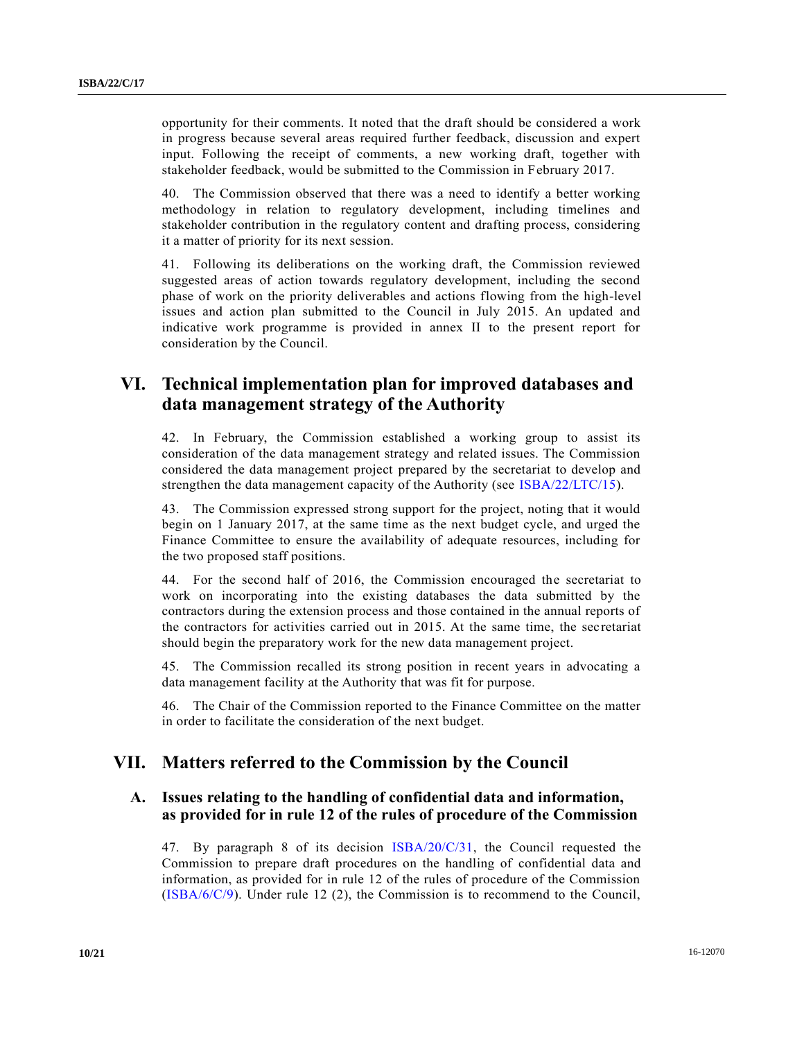opportunity for their comments. It noted that the draft should be considered a work in progress because several areas required further feedback, discussion and expert input. Following the receipt of comments, a new working draft, together with stakeholder feedback, would be submitted to the Commission in February 2017.

40. The Commission observed that there was a need to identify a better working methodology in relation to regulatory development, including timelines and stakeholder contribution in the regulatory content and drafting process, considering it a matter of priority for its next session.

41. Following its deliberations on the working draft, the Commission reviewed suggested areas of action towards regulatory development, including the second phase of work on the priority deliverables and actions flowing from the high-level issues and action plan submitted to the Council in July 2015. An updated and indicative work programme is provided in annex II to the present report for consideration by the Council.

## VI. Technical implementation plan for improved databases and data management strategy of the Authority

42. In February, the Commission established a working group to assist its consideration of the data management strategy and related issues. The Commission considered the data management project prepared by the secretariat to develop and strengthen the data management capacity of the Authority (see ISBA/22/LTC/15).

43. The Commission expressed strong support for the project, noting that it would begin on 1 January 2017, at the same time as the next budget cycle, and urged the Finance Committee to ensure the availability of adequate resources, including for the two proposed staff positions.

44. For the second half of 2016, the Commission encouraged the secretariat to work on incorporating into the existing databases the data submitted by the contractors during the extension process and those contained in the annual reports of the contractors for activities carried out in 2015. At the same time, the secretariat should begin the preparatory work for the new data management project.

45. The Commission recalled its strong position in recent years in advocating a data management facility at the Authority that was fit for purpose.

46. The Chair of the Commission reported to the Finance Committee on the matter in order to facilitate the consideration of the next budget.

## VII. Matters referred to the Commission by the Council

### A. Issues relating to the handling of confidential data and information, as provided for in rule 12 of the rules of procedure of the Commission

47. By paragraph 8 of its decision ISBA/20/C/31, the Council requested the Commission to prepare draft procedures on the handling of confidential data and information, as provided for in rule 12 of the rules of procedure of the Commission (ISBA/6/C/9). Under rule 12 (2), the Commission is to recommend to the Council,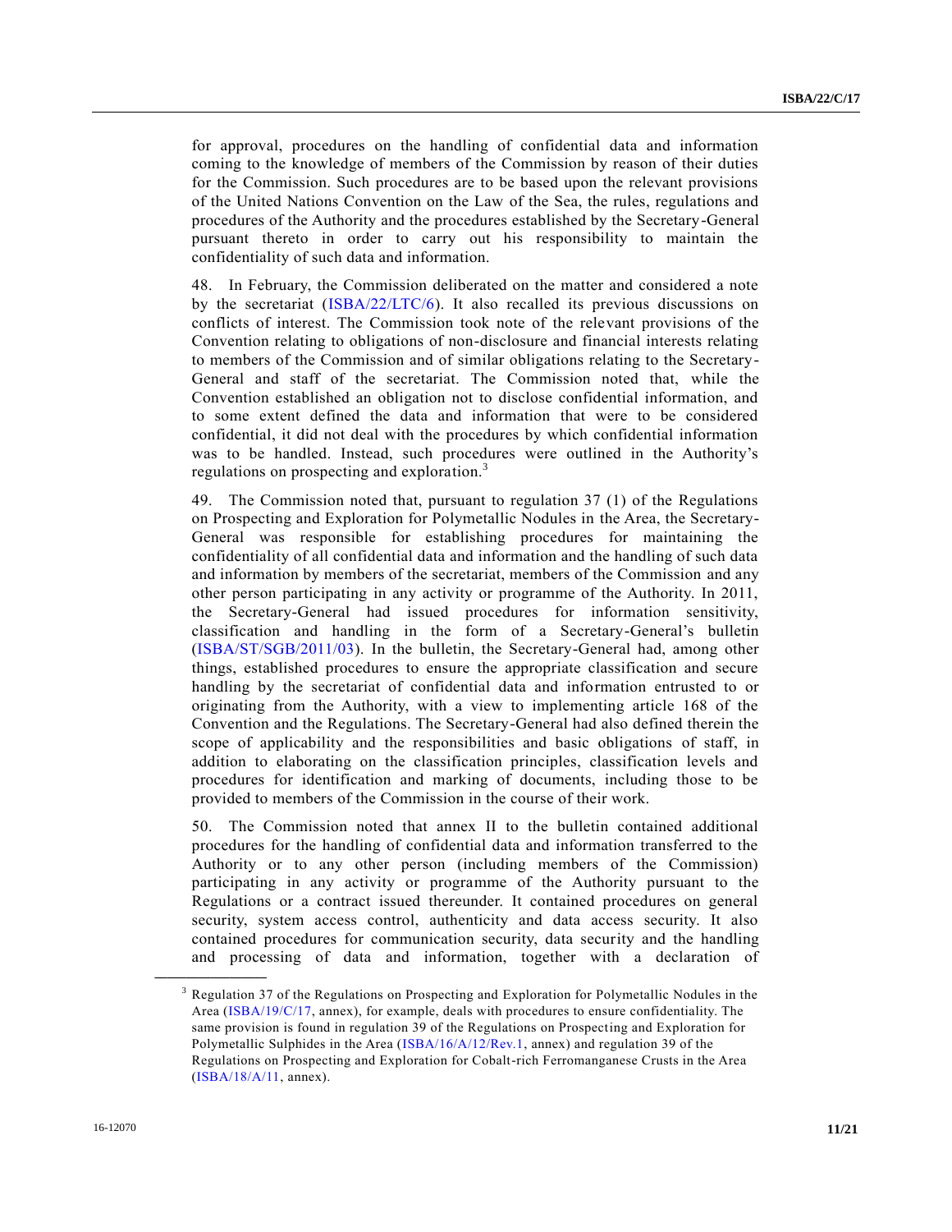for approval, procedures on the handling of confidential data and information coming to the knowledge of members of the Commission by reason of their duties for the Commission. Such procedures are to be based upon the relevant provisions of the United Nations Convention on the Law of the Sea, the rules, regulations and procedures of the Authority and the procedures established by the Secretary-General pursuant thereto in order to carry out his responsibility to maintain the confidentiality of such data and information.

48. In February, the Commission deliberated on the matter and considered a note by the secretariat (ISBA/22/LTC/6). It also recalled its previous discussions on conflicts of interest. The Commission took note of the relevant provisions of the Convention relating to obligations of non-disclosure and financial interests relating to members of the Commission and of similar obligations relating to the Secretary-General and staff of the secretariat. The Commission noted that, while the Convention established an obligation not to disclose confidential information, and to some extent defined the data and information that were to be considered confidential, it did not deal with the procedures by which confidential information was to be handled. Instead, such procedures were outlined in the Authority's regulations on prospecting and exploration.[3]

49. The Commission noted that, pursuant to regulation 37 (1) of the Regulations on Prospecting and Exploration for Polymetallic Nodules in the Area, the Secretary-General was responsible for establishing procedures for maintaining the confidentiality of all confidential data and information and the handling of such data and information by members of the secretariat, members of the Commission and any other person participating in any activity or programme of the Authority. In 2011, the Secretary-General had issued procedures for information sensitivity, classification and handling in the form of a Secretary-General's bulletin (ISBA/ST/SGB/2011/03). In the bulletin, the Secretary-General had, among other things, established procedures to ensure the appropriate classification and secure handling by the secretariat of confidential data and information entrusted to or originating from the Authority, with a view to implementing article 168 of the Convention and the Regulations. The Secretary-General had also defined therein the scope of applicability and the responsibilities and basic obligations of staff, in addition to elaborating on the classification principles, classification levels and procedures for identification and marking of documents, including those to be provided to members of the Commission in the course of their work.

50. The Commission noted that annex II to the bulletin contained additional procedures for the handling of confidential data and information transferred to the Authority or to any other person (including members of the Commission) participating in any activity or programme of the Authority pursuant to the Regulations or a contract issued thereunder. It contained procedures on general security, system access control, authenticity and data access security. It also contained procedures for communication security, data security and the handling and processing of data and information, together with a declaration of

---

[3] Regulation 37 of the Regulations on Prospecting and Exploration for Polymetallic Nodules in the Area (ISBA/19/C/17, annex), for example, deals with procedures to ensure confidentiality. The same provision is found in regulation 39 of the Regulations on Prospecting and Exploration for Polymetallic Sulphides in the Area (ISBA/16/A/12/Rev.1, annex) and regulation 39 of the Regulations on Prospecting and Exploration for Cobalt-rich Ferromanganese Crusts in the Area (ISBA/18/A/11, annex).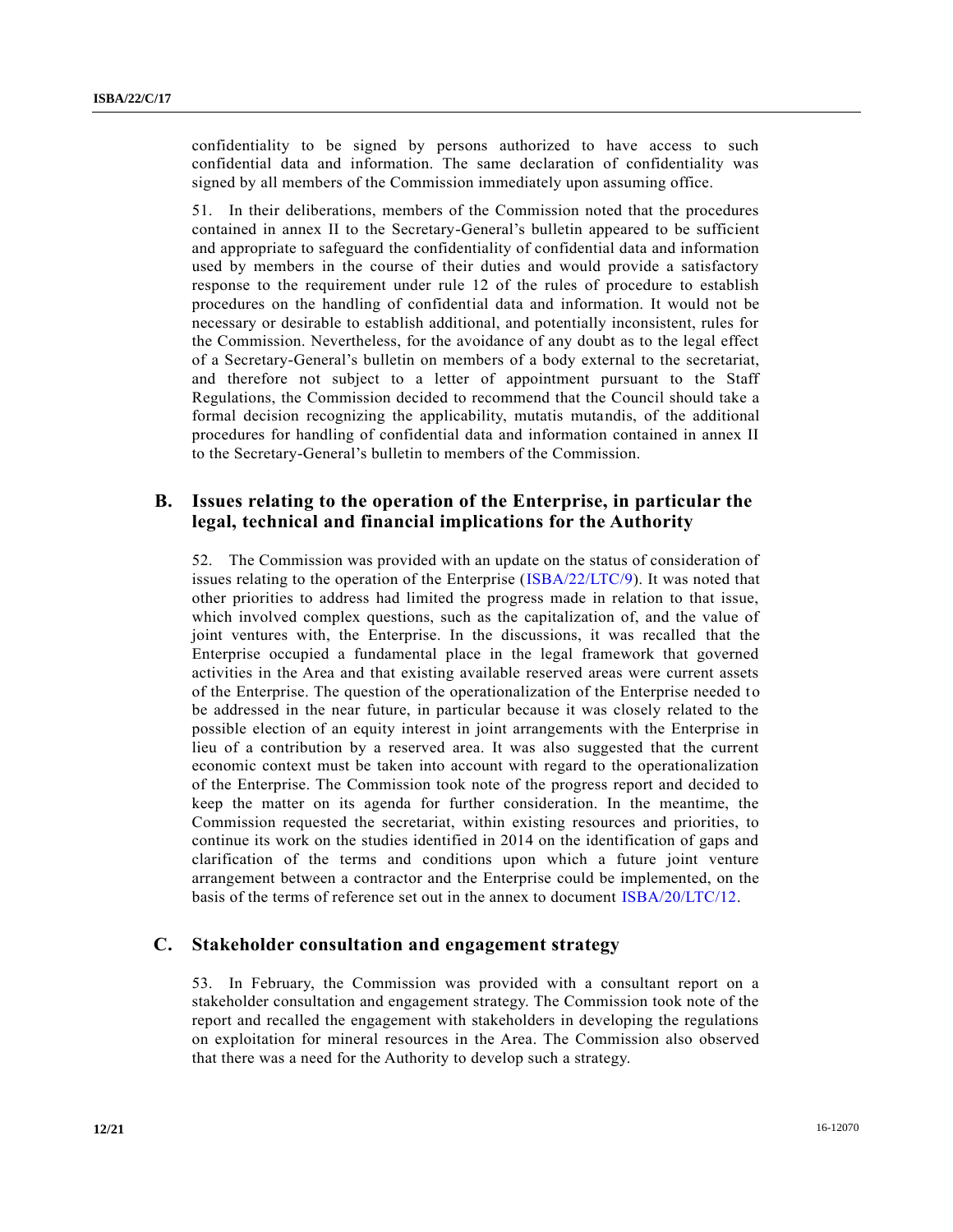confidentiality to be signed by persons authorized to have access to such confidential data and information. The same declaration of confidentiality was signed by all members of the Commission immediately upon assuming office.

51. In their deliberations, members of the Commission noted that the procedures contained in annex II to the Secretary-General's bulletin appeared to be sufficient and appropriate to safeguard the confidentiality of confidential data and information used by members in the course of their duties and would provide a satisfactory response to the requirement under rule 12 of the rules of procedure to establish procedures on the handling of confidential data and information. It would not be necessary or desirable to establish additional, and potentially inconsistent, rules for the Commission. Nevertheless, for the avoidance of any doubt as to the legal effect of a Secretary-General's bulletin on members of a body external to the secretariat, and therefore not subject to a letter of appointment pursuant to the Staff Regulations, the Commission decided to recommend that the Council should take a formal decision recognizing the applicability, mutatis mutandis, of the additional procedures for handling of confidential data and information contained in annex II to the Secretary-General's bulletin to members of the Commission.

## B. Issues relating to the operation of the Enterprise, in particular the legal, technical and financial implications for the Authority

52. The Commission was provided with an update on the status of consideration of issues relating to the operation of the Enterprise (ISBA/22/LTC/9). It was noted that other priorities to address had limited the progress made in relation to that issue, which involved complex questions, such as the capitalization of, and the value of joint ventures with, the Enterprise. In the discussions, it was recalled that the Enterprise occupied a fundamental place in the legal framework that governed activities in the Area and that existing available reserved areas were current assets of the Enterprise. The question of the operationalization of the Enterprise needed to be addressed in the near future, in particular because it was closely related to the possible election of an equity interest in joint arrangements with the Enterprise in lieu of a contribution by a reserved area. It was also suggested that the current economic context must be taken into account with regard to the operationalization of the Enterprise. The Commission took note of the progress report and decided to keep the matter on its agenda for further consideration. In the meantime, the Commission requested the secretariat, within existing resources and priorities, to continue its work on the studies identified in 2014 on the identification of gaps and clarification of the terms and conditions upon which a future joint venture arrangement between a contractor and the Enterprise could be implemented, on the basis of the terms of reference set out in the annex to document ISBA/20/LTC/12.

## C. Stakeholder consultation and engagement strategy

53. In February, the Commission was provided with a consultant report on a stakeholder consultation and engagement strategy. The Commission took note of the report and recalled the engagement with stakeholders in developing the regulations on exploitation for mineral resources in the Area. The Commission also observed that there was a need for the Authority to develop such a strategy.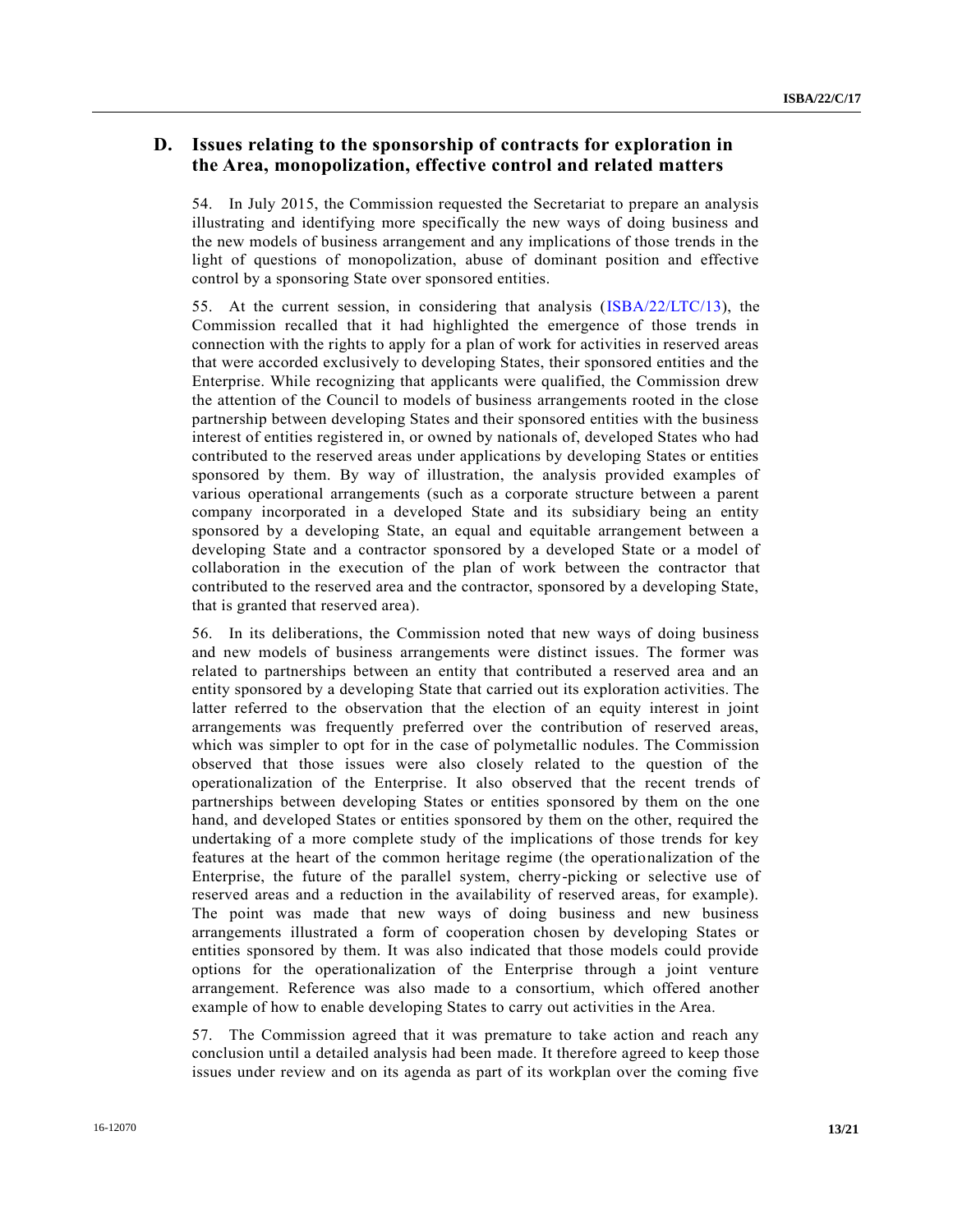## D. Issues relating to the sponsorship of contracts for exploration in the Area, monopolization, effective control and related matters

54. In July 2015, the Commission requested the Secretariat to prepare an analysis illustrating and identifying more specifically the new ways of doing business and the new models of business arrangement and any implications of those trends in the light of questions of monopolization, abuse of dominant position and effective control by a sponsoring State over sponsored entities.

55. At the current session, in considering that analysis (ISBA/22/LTC/13), the Commission recalled that it had highlighted the emergence of those trends in connection with the rights to apply for a plan of work for activities in reserved areas that were accorded exclusively to developing States, their sponsored entities and the Enterprise. While recognizing that applicants were qualified, the Commission drew the attention of the Council to models of business arrangements rooted in the close partnership between developing States and their sponsored entities with the business interest of entities registered in, or owned by nationals of, developed States who had contributed to the reserved areas under applications by developing States or entities sponsored by them. By way of illustration, the analysis provided examples of various operational arrangements (such as a corporate structure between a parent company incorporated in a developed State and its subsidiary being an entity sponsored by a developing State, an equal and equitable arrangement between a developing State and a contractor sponsored by a developed State or a model of collaboration in the execution of the plan of work between the contractor that contributed to the reserved area and the contractor, sponsored by a developing State, that is granted that reserved area).

56. In its deliberations, the Commission noted that new ways of doing business and new models of business arrangements were distinct issues. The former was related to partnerships between an entity that contributed a reserved area and an entity sponsored by a developing State that carried out its exploration activities. The latter referred to the observation that the election of an equity interest in joint arrangements was frequently preferred over the contribution of reserved areas, which was simpler to opt for in the case of polymetallic nodules. The Commission observed that those issues were also closely related to the question of the operationalization of the Enterprise. It also observed that the recent trends of partnerships between developing States or entities sponsored by them on the one hand, and developed States or entities sponsored by them on the other, required the undertaking of a more complete study of the implications of those trends for key features at the heart of the common heritage regime (the operationalization of the Enterprise, the future of the parallel system, cherry-picking or selective use of reserved areas and a reduction in the availability of reserved areas, for example). The point was made that new ways of doing business and new business arrangements illustrated a form of cooperation chosen by developing States or entities sponsored by them. It was also indicated that those models could provide options for the operationalization of the Enterprise through a joint venture arrangement. Reference was also made to a consortium, which offered another example of how to enable developing States to carry out activities in the Area.

57. The Commission agreed that it was premature to take action and reach any conclusion until a detailed analysis had been made. It therefore agreed to keep those issues under review and on its agenda as part of its workplan over the coming five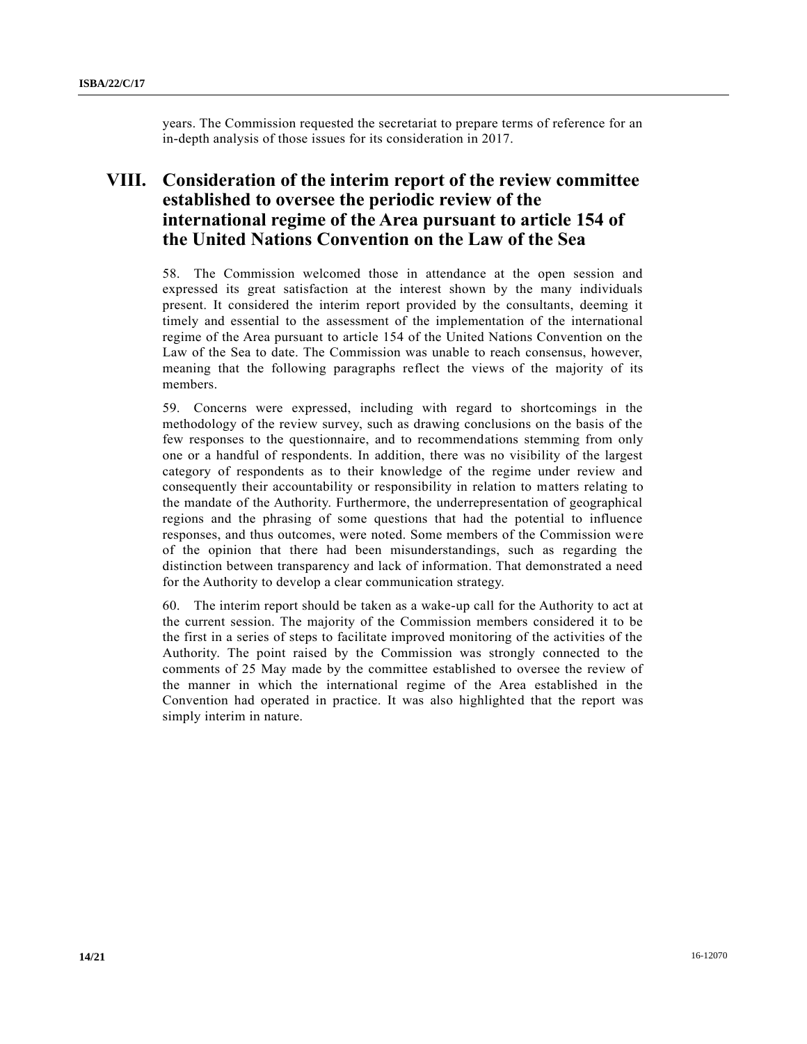years. The Commission requested the secretariat to prepare terms of reference for an in-depth analysis of those issues for its consideration in 2017.

## VIII. Consideration of the interim report of the review committee established to oversee the periodic review of the international regime of the Area pursuant to article 154 of the United Nations Convention on the Law of the Sea

58. The Commission welcomed those in attendance at the open session and expressed its great satisfaction at the interest shown by the many individuals present. It considered the interim report provided by the consultants, deeming it timely and essential to the assessment of the implementation of the international regime of the Area pursuant to article 154 of the United Nations Convention on the Law of the Sea to date. The Commission was unable to reach consensus, however, meaning that the following paragraphs reflect the views of the majority of its members.

59. Concerns were expressed, including with regard to shortcomings in the methodology of the review survey, such as drawing conclusions on the basis of the few responses to the questionnaire, and to recommendations stemming from only one or a handful of respondents. In addition, there was no visibility of the largest category of respondents as to their knowledge of the regime under review and consequently their accountability or responsibility in relation to matters relating to the mandate of the Authority. Furthermore, the underrepresentation of geographical regions and the phrasing of some questions that had the potential to influence responses, and thus outcomes, were noted. Some members of the Commission were of the opinion that there had been misunderstandings, such as regarding the distinction between transparency and lack of information. That demonstrated a need for the Authority to develop a clear communication strategy.

60. The interim report should be taken as a wake-up call for the Authority to act at the current session. The majority of the Commission members considered it to be the first in a series of steps to facilitate improved monitoring of the activities of the Authority. The point raised by the Commission was strongly connected to the comments of 25 May made by the committee established to oversee the review of the manner in which the international regime of the Area established in the Convention had operated in practice. It was also highlighted that the report was simply interim in nature.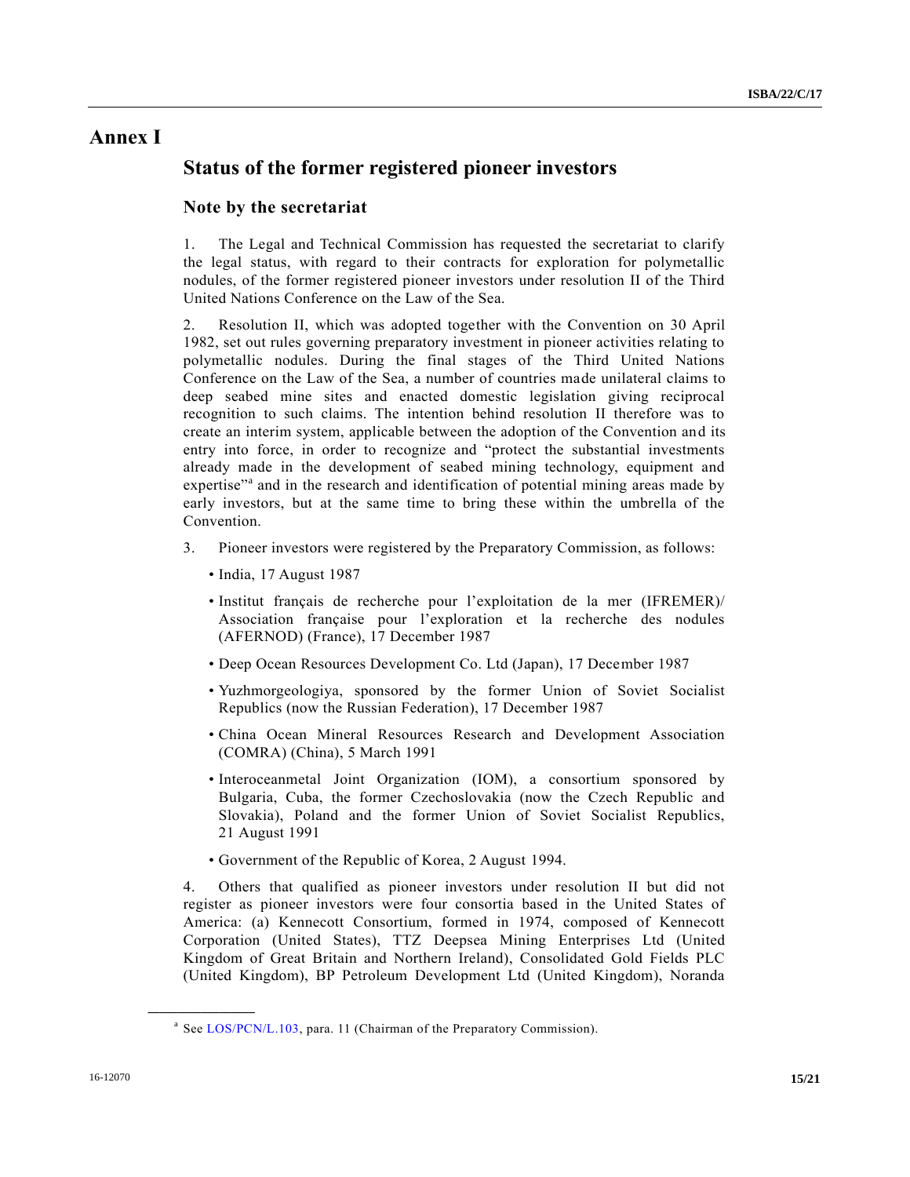# Annex I

## Status of the former registered pioneer investors

### Note by the secretariat

1. The Legal and Technical Commission has requested the secretariat to clarify the legal status, with regard to their contracts for exploration for polymetallic nodules, of the former registered pioneer investors under resolution II of the Third United Nations Conference on the Law of the Sea.

2. Resolution II, which was adopted together with the Convention on 30 April 1982, set out rules governing preparatory investment in pioneer activities relating to polymetallic nodules. During the final stages of the Third United Nations Conference on the Law of the Sea, a number of countries made unilateral claims to deep seabed mine sites and enacted domestic legislation giving reciprocal recognition to such claims. The intention behind resolution II therefore was to create an interim system, applicable between the adoption of the Convention and its entry into force, in order to recognize and "protect the substantial investments already made in the development of seabed mining technology, equipment and expertise"[a] and in the research and identification of potential mining areas made by early investors, but at the same time to bring these within the umbrella of the Convention.

3. Pioneer investors were registered by the Preparatory Commission, as follows:

- India, 17 August 1987
- Institut français de recherche pour l'exploitation de la mer (IFREMER)/ Association française pour l'exploration et la recherche des nodules (AFERNOD) (France), 17 December 1987
- Deep Ocean Resources Development Co. Ltd (Japan), 17 December 1987
- Yuzhmorgeologiya, sponsored by the former Union of Soviet Socialist Republics (now the Russian Federation), 17 December 1987
- China Ocean Mineral Resources Research and Development Association (COMRA) (China), 5 March 1991
- Interoceanmetal Joint Organization (IOM), a consortium sponsored by Bulgaria, Cuba, the former Czechoslovakia (now the Czech Republic and Slovakia), Poland and the former Union of Soviet Socialist Republics, 21 August 1991
- Government of the Republic of Korea, 2 August 1994.

4. Others that qualified as pioneer investors under resolution II but did not register as pioneer investors were four consortia based in the United States of America: (a) Kennecott Consortium, formed in 1974, composed of Kennecott Corporation (United States), TTZ Deepsea Mining Enterprises Ltd (United Kingdom of Great Britain and Northern Ireland), Consolidated Gold Fields PLC (United Kingdom), BP Petroleum Development Ltd (United Kingdom), Noranda

---

[a] See LOS/PCN/L.103, para. 11 (Chairman of the Preparatory Commission).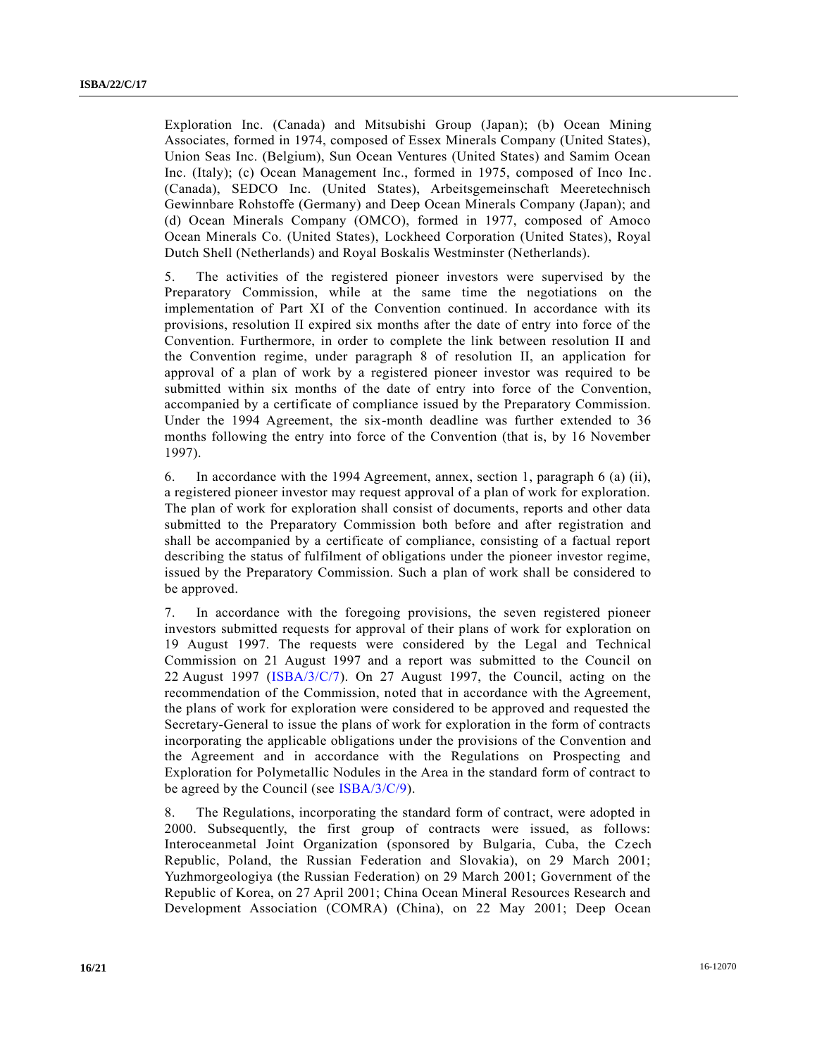Exploration Inc. (Canada) and Mitsubishi Group (Japan); (b) Ocean Mining Associates, formed in 1974, composed of Essex Minerals Company (United States), Union Seas Inc. (Belgium), Sun Ocean Ventures (United States) and Samim Ocean Inc. (Italy); (c) Ocean Management Inc., formed in 1975, composed of Inco Inc. (Canada), SEDCO Inc. (United States), Arbeitsgemeinschaft Meeretechnisch Gewinnbare Rohstoffe (Germany) and Deep Ocean Minerals Company (Japan); and (d) Ocean Minerals Company (OMCO), formed in 1977, composed of Amoco Ocean Minerals Co. (United States), Lockheed Corporation (United States), Royal Dutch Shell (Netherlands) and Royal Boskalis Westminster (Netherlands).

5. The activities of the registered pioneer investors were supervised by the Preparatory Commission, while at the same time the negotiations on the implementation of Part XI of the Convention continued. In accordance with its provisions, resolution II expired six months after the date of entry into force of the Convention. Furthermore, in order to complete the link between resolution II and the Convention regime, under paragraph 8 of resolution II, an application for approval of a plan of work by a registered pioneer investor was required to be submitted within six months of the date of entry into force of the Convention, accompanied by a certificate of compliance issued by the Preparatory Commission. Under the 1994 Agreement, the six-month deadline was further extended to 36 months following the entry into force of the Convention (that is, by 16 November 1997).

6. In accordance with the 1994 Agreement, annex, section 1, paragraph 6 (a) (ii), a registered pioneer investor may request approval of a plan of work for exploration. The plan of work for exploration shall consist of documents, reports and other data submitted to the Preparatory Commission both before and after registration and shall be accompanied by a certificate of compliance, consisting of a factual report describing the status of fulfilment of obligations under the pioneer investor regime, issued by the Preparatory Commission. Such a plan of work shall be considered to be approved.

7. In accordance with the foregoing provisions, the seven registered pioneer investors submitted requests for approval of their plans of work for exploration on 19 August 1997. The requests were considered by the Legal and Technical Commission on 21 August 1997 and a report was submitted to the Council on 22 August 1997 (ISBA/3/C/7). On 27 August 1997, the Council, acting on the recommendation of the Commission, noted that in accordance with the Agreement, the plans of work for exploration were considered to be approved and requested the Secretary-General to issue the plans of work for exploration in the form of contracts incorporating the applicable obligations under the provisions of the Convention and the Agreement and in accordance with the Regulations on Prospecting and Exploration for Polymetallic Nodules in the Area in the standard form of contract to be agreed by the Council (see ISBA/3/C/9).

8. The Regulations, incorporating the standard form of contract, were adopted in 2000. Subsequently, the first group of contracts were issued, as follows: Interoceanmetal Joint Organization (sponsored by Bulgaria, Cuba, the Czech Republic, Poland, the Russian Federation and Slovakia), on 29 March 2001; Yuzhmorgeologiya (the Russian Federation) on 29 March 2001; Government of the Republic of Korea, on 27 April 2001; China Ocean Mineral Resources Research and Development Association (COMRA) (China), on 22 May 2001; Deep Ocean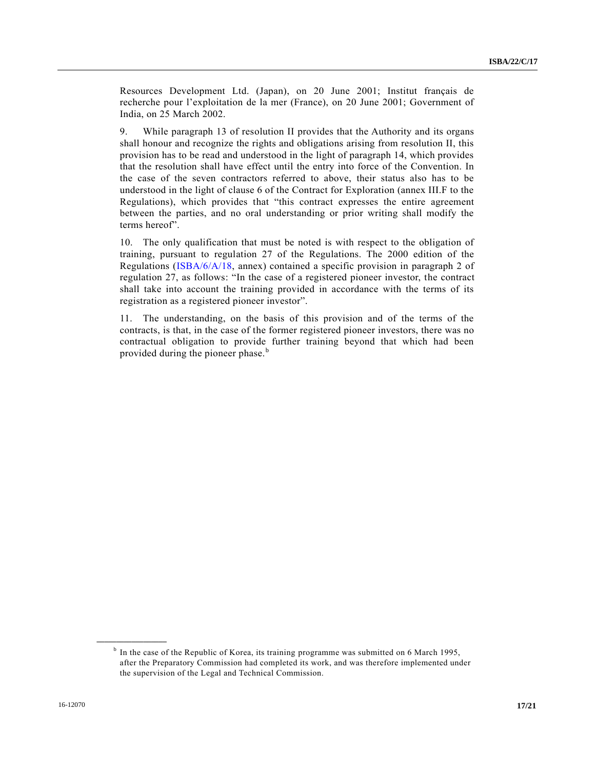Resources Development Ltd. (Japan), on 20 June 2001; Institut français de recherche pour l'exploitation de la mer (France), on 20 June 2001; Government of India, on 25 March 2002.

9. While paragraph 13 of resolution II provides that the Authority and its organs shall honour and recognize the rights and obligations arising from resolution II, this provision has to be read and understood in the light of paragraph 14, which provides that the resolution shall have effect until the entry into force of the Convention. In the case of the seven contractors referred to above, their status also has to be understood in the light of clause 6 of the Contract for Exploration (annex III.F to the Regulations), which provides that "this contract expresses the entire agreement between the parties, and no oral understanding or prior writing shall modify the terms hereof".

10. The only qualification that must be noted is with respect to the obligation of training, pursuant to regulation 27 of the Regulations. The 2000 edition of the Regulations (ISBA/6/A/18, annex) contained a specific provision in paragraph 2 of regulation 27, as follows: "In the case of a registered pioneer investor, the contract shall take into account the training provided in accordance with the terms of its registration as a registered pioneer investor".

11. The understanding, on the basis of this provision and of the terms of the contracts, is that, in the case of the former registered pioneer investors, there was no contractual obligation to provide further training beyond that which had been provided during the pioneer phase.[b]

---

[b] In the case of the Republic of Korea, its training programme was submitted on 6 March 1995, after the Preparatory Commission had completed its work, and was therefore implemented under the supervision of the Legal and Technical Commission.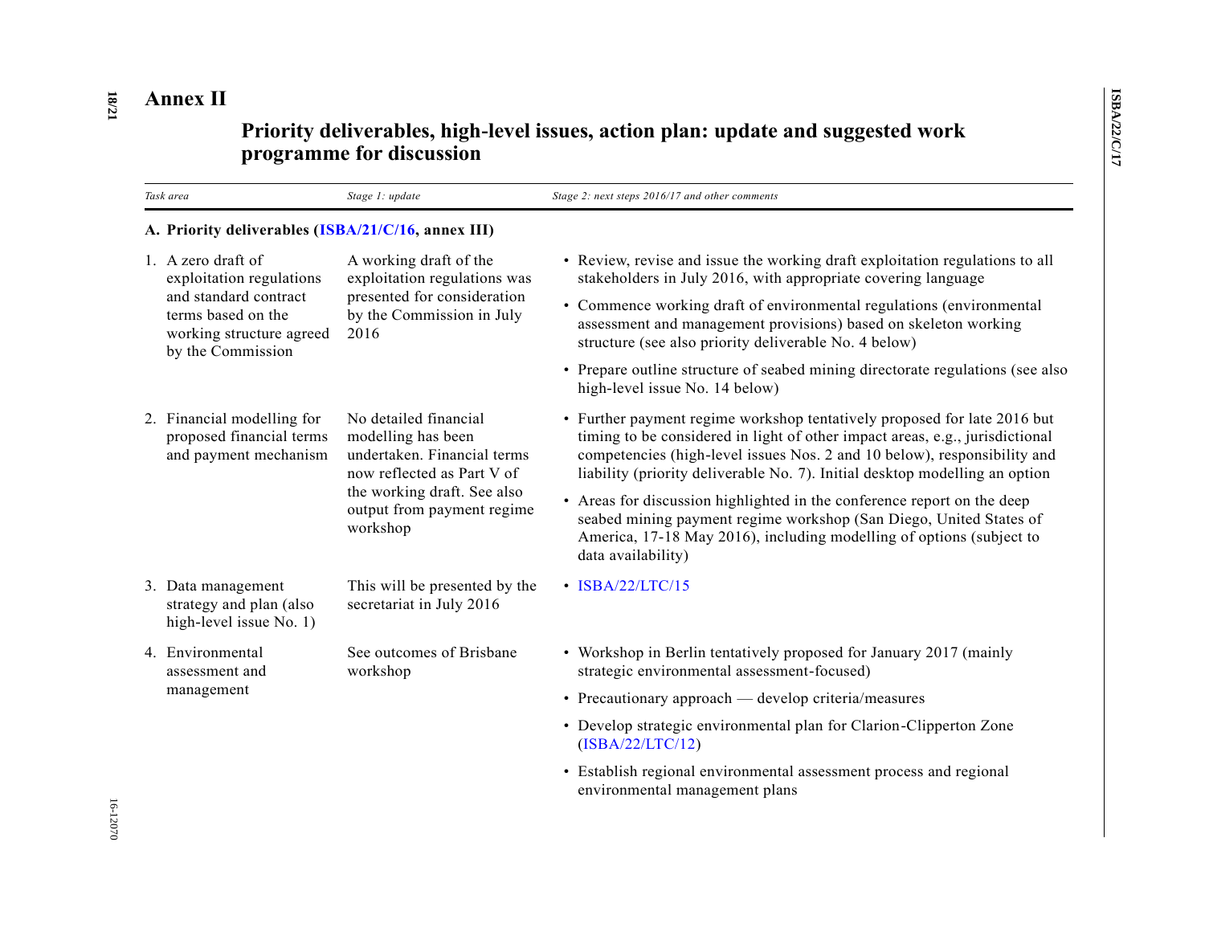# Annex II

## Priority deliverables, high-level issues, action plan: update and suggested work programme for discussion

| *Task area* | *Stage 1: update* | *Stage 2: next steps 2016/17 and other comments* |
|---|---|---|
| **A. Priority deliverables (ISBA/21/C/16, annex III)** | | |
| 1. A zero draft of exploitation regulations and standard contract terms based on the working structure agreed by the Commission | A working draft of the exploitation regulations was presented for consideration by the Commission in July 2016 | • Review, revise and issue the working draft exploitation regulations to all stakeholders in July 2016, with appropriate covering language<br>• Commence working draft of environmental regulations (environmental assessment and management provisions) based on skeleton working structure (see also priority deliverable No. 4 below)<br>• Prepare outline structure of seabed mining directorate regulations (see also high-level issue No. 14 below) |
| 2. Financial modelling for proposed financial terms and payment mechanism | No detailed financial modelling has been undertaken. Financial terms now reflected as Part V of the working draft. See also output from payment regime workshop | • Further payment regime workshop tentatively proposed for late 2016 but timing to be considered in light of other impact areas, e.g., jurisdictional competencies (high-level issues Nos. 2 and 10 below), responsibility and liability (priority deliverable No. 7). Initial desktop modelling an option<br>• Areas for discussion highlighted in the conference report on the deep seabed mining payment regime workshop (San Diego, United States of America, 17-18 May 2016), including modelling of options (subject to data availability) |
| 3. Data management strategy and plan (also high-level issue No. 1) | This will be presented by the secretariat in July 2016 | • ISBA/22/LTC/15 |
| 4. Environmental assessment and management | See outcomes of Brisbane workshop | • Workshop in Berlin tentatively proposed for January 2017 (mainly strategic environmental assessment-focused)<br>• Precautionary approach — develop criteria/measures<br>• Develop strategic environmental plan for Clarion-Clipperton Zone (ISBA/22/LTC/12)<br>• Establish regional environmental assessment process and regional environmental management plans |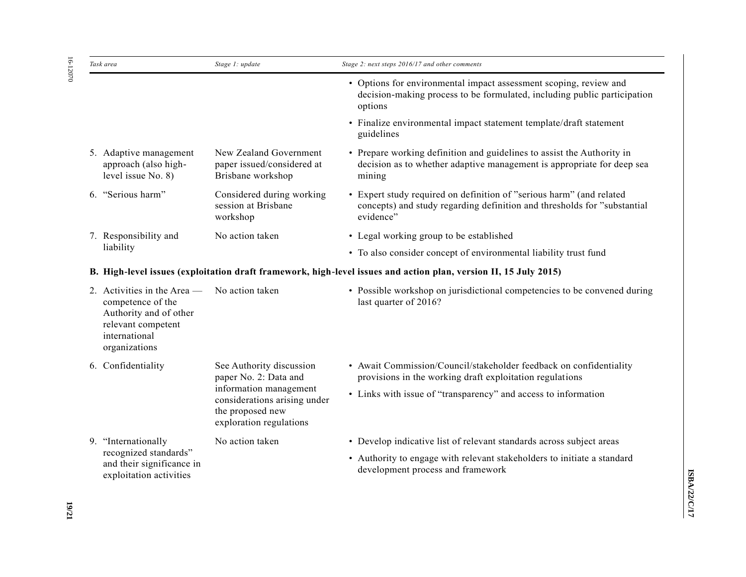| Task area | Stage 1: update | Stage 2: next steps 2016/17 and other comments |
|---|---|---|
| | | • Options for environmental impact assessment scoping, review and decision-making process to be formulated, including public participation options<br>• Finalize environmental impact statement template/draft statement guidelines |
| 5. Adaptive management approach (also high-level issue No. 8) | New Zealand Government paper issued/considered at Brisbane workshop | • Prepare working definition and guidelines to assist the Authority in decision as to whether adaptive management is appropriate for deep sea mining |
| 6. "Serious harm" | Considered during working session at Brisbane workshop | • Expert study required on definition of "serious harm" (and related concepts) and study regarding definition and thresholds for "substantial evidence" |
| 7. Responsibility and liability | No action taken | • Legal working group to be established<br>• To also consider concept of environmental liability trust fund |
| **B. High-level issues (exploitation draft framework, high-level issues and action plan, version II, 15 July 2015)** | | |
| 2. Activities in the Area — competence of the Authority and of other relevant competent international organizations | No action taken | • Possible workshop on jurisdictional competencies to be convened during last quarter of 2016? |
| 6. Confidentiality | See Authority discussion paper No. 2: Data and information management considerations arising under the proposed new exploration regulations | • Await Commission/Council/stakeholder feedback on confidentiality provisions in the working draft exploitation regulations<br>• Links with issue of "transparency" and access to information |
| 9. "Internationally recognized standards" and their significance in exploitation activities | No action taken | • Develop indicative list of relevant standards across subject areas<br>• Authority to engage with relevant stakeholders to initiate a standard development process and framework |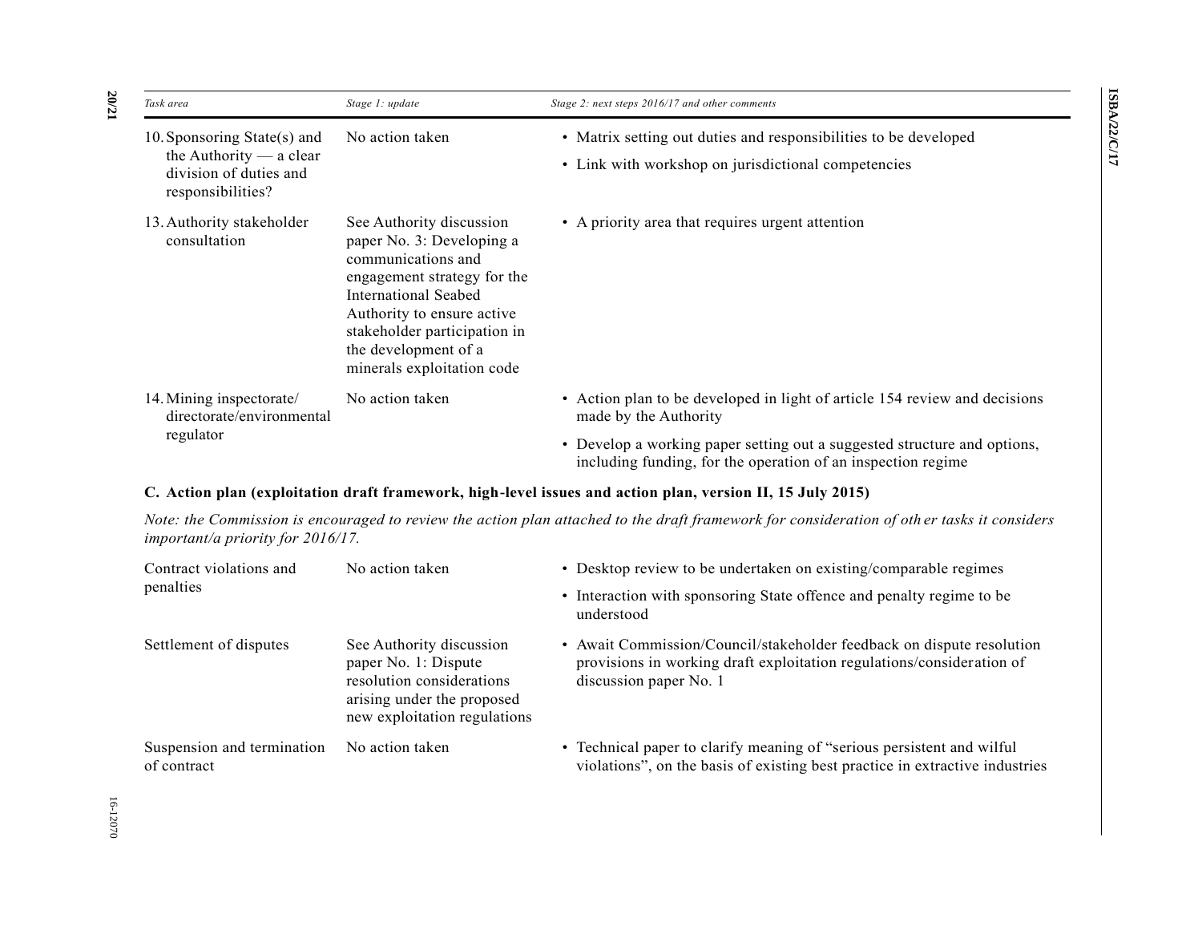| Task area | Stage 1: update | Stage 2: next steps 2016/17 and other comments |
|---|---|---|
| 10. Sponsoring State(s) and the Authority — a clear division of duties and responsibilities? | No action taken | • Matrix setting out duties and responsibilities to be developed<br>• Link with workshop on jurisdictional competencies |
| 13. Authority stakeholder consultation | See Authority discussion paper No. 3: Developing a communications and engagement strategy for the International Seabed Authority to ensure active stakeholder participation in the development of a minerals exploitation code | • A priority area that requires urgent attention |
| 14. Mining inspectorate/ directorate/environmental regulator | No action taken | • Action plan to be developed in light of article 154 review and decisions made by the Authority<br>• Develop a working paper setting out a suggested structure and options, including funding, for the operation of an inspection regime |

**C. Action plan (exploitation draft framework, high-level issues and action plan, version II, 15 July 2015)**

*Note: the Commission is encouraged to review the action plan attached to the draft framework for consideration of other tasks it considers important/a priority for 2016/17.*

| Task area | Stage 1: update | Stage 2: next steps 2016/17 and other comments |
|---|---|---|
| Contract violations and penalties | No action taken | • Desktop review to be undertaken on existing/comparable regimes<br>• Interaction with sponsoring State offence and penalty regime to be understood |
| Settlement of disputes | See Authority discussion paper No. 1: Dispute resolution considerations arising under the proposed new exploitation regulations | • Await Commission/Council/stakeholder feedback on dispute resolution provisions in working draft exploitation regulations/consideration of discussion paper No. 1 |
| Suspension and termination of contract | No action taken | • Technical paper to clarify meaning of "serious persistent and wilful violations", on the basis of existing best practice in extractive industries |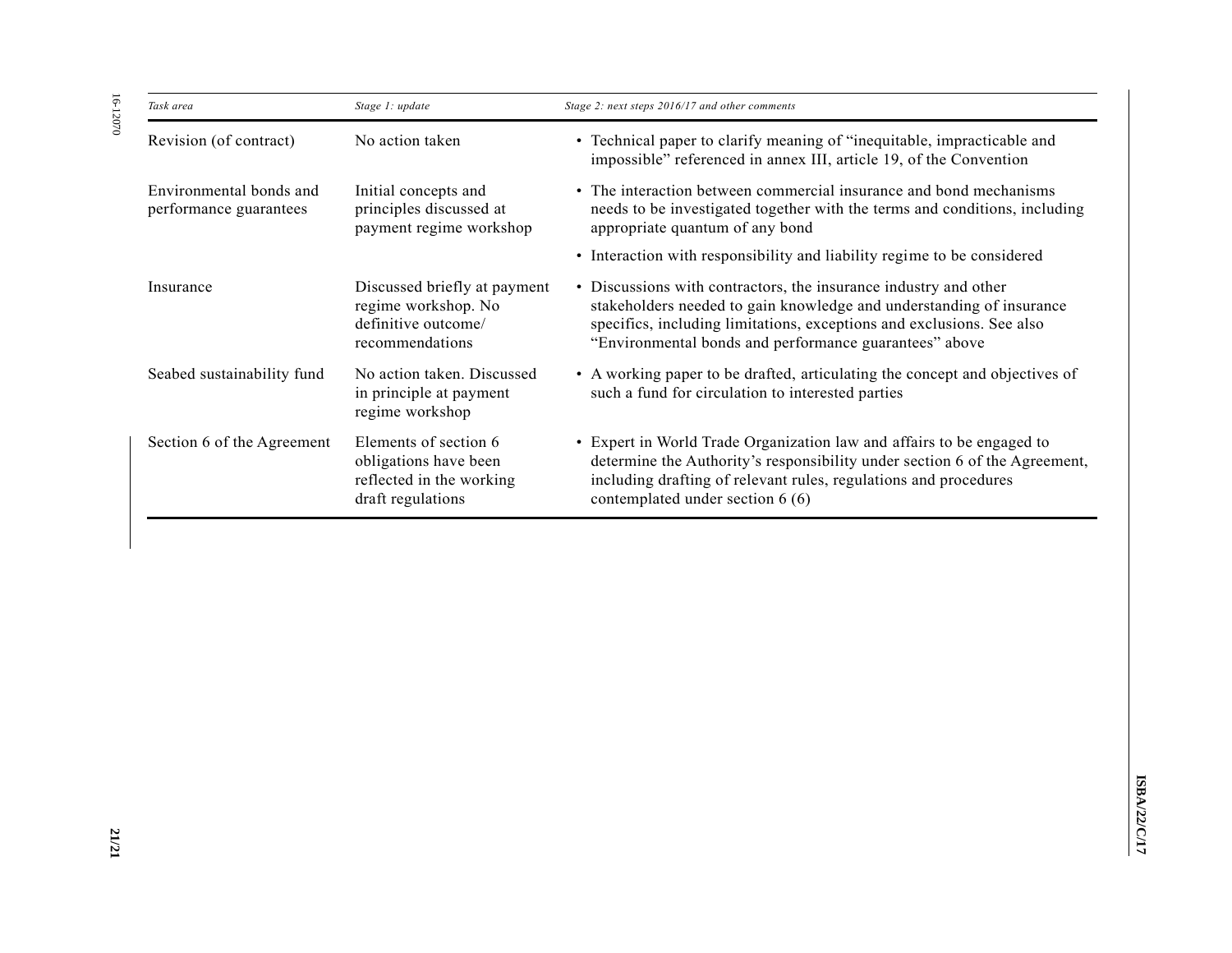| Task area | Stage 1: update | Stage 2: next steps 2016/17 and other comments |
|---|---|---|
| Revision (of contract) | No action taken | • Technical paper to clarify meaning of "inequitable, impracticable and impossible" referenced in annex III, article 19, of the Convention |
| Environmental bonds and performance guarantees | Initial concepts and principles discussed at payment regime workshop | • The interaction between commercial insurance and bond mechanisms needs to be investigated together with the terms and conditions, including appropriate quantum of any bond<br>• Interaction with responsibility and liability regime to be considered |
| Insurance | Discussed briefly at payment regime workshop. No definitive outcome/ recommendations | • Discussions with contractors, the insurance industry and other stakeholders needed to gain knowledge and understanding of insurance specifics, including limitations, exceptions and exclusions. See also "Environmental bonds and performance guarantees" above |
| Seabed sustainability fund | No action taken. Discussed in principle at payment regime workshop | • A working paper to be drafted, articulating the concept and objectives of such a fund for circulation to interested parties |
| Section 6 of the Agreement | Elements of section 6 obligations have been reflected in the working draft regulations | • Expert in World Trade Organization law and affairs to be engaged to determine the Authority's responsibility under section 6 of the Agreement, including drafting of relevant rules, regulations and procedures contemplated under section 6 (6) |